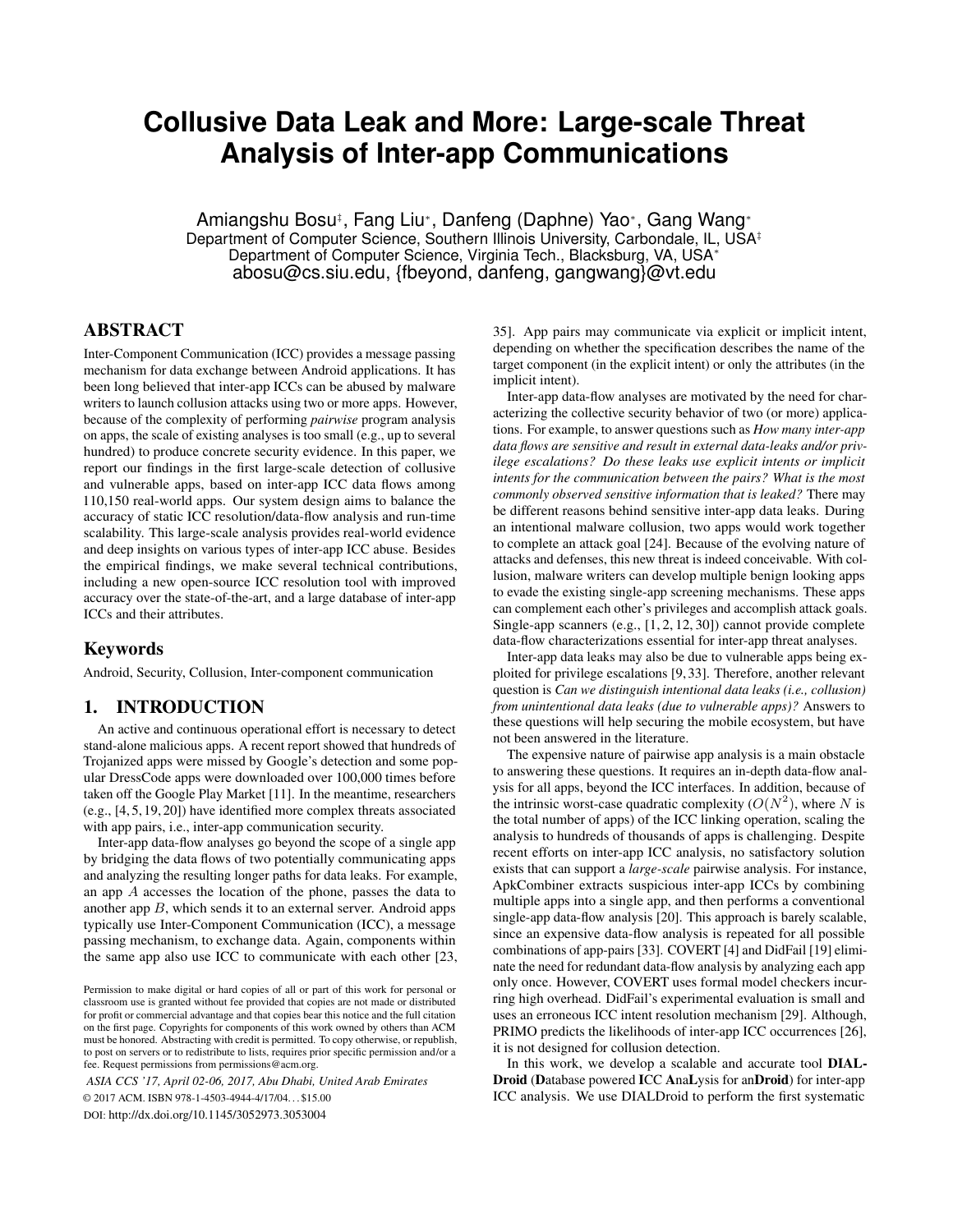# Collusive Data Leak and More: Large-scale Threat Analysis of Inter-app Communications

Amiangshu Bosu[‡], Fang Liu[*], Danfeng (Daphne) Yao[*], Gang Wang[*]
Department of Computer Science, Southern Illinois University, Carbondale, IL, USA[‡]
Department of Computer Science, Virginia Tech., Blacksburg, VA, USA[*]
abosu@cs.siu.edu, {fbeyond, danfeng, gangwang}@vt.edu

## ABSTRACT

Inter-Component Communication (ICC) provides a message passing mechanism for data exchange between Android applications. It has been long believed that inter-app ICCs can be abused by malware writers to launch collusion attacks using two or more apps. However, because of the complexity of performing *pairwise* program analysis on apps, the scale of existing analyses is too small (e.g., up to several hundred) to produce concrete security evidence. In this paper, we report our findings in the first large-scale detection of collusive and vulnerable apps, based on inter-app ICC data flows among 110,150 real-world apps. Our system design aims to balance the accuracy of static ICC resolution/data-flow analysis and run-time scalability. This large-scale analysis provides real-world evidence and deep insights on various types of inter-app ICC abuse. Besides the empirical findings, we make several technical contributions, including a new open-source ICC resolution tool with improved accuracy over the state-of-the-art, and a large database of inter-app ICCs and their attributes.

## Keywords

Android, Security, Collusion, Inter-component communication

## 1. INTRODUCTION

An active and continuous operational effort is necessary to detect stand-alone malicious apps. A recent report showed that hundreds of Trojanized apps were missed by Google's detection and some popular DressCode apps were downloaded over 100,000 times before taken off the Google Play Market [11]. In the meantime, researchers (e.g., [4,5,19,20]) have identified more complex threats associated with app pairs, i.e., inter-app communication security.

Inter-app data-flow analyses go beyond the scope of a single app by bridging the data flows of two potentially communicating apps and analyzing the resulting longer paths for data leaks. For example, an app $A$ accesses the location of the phone, passes the data to another app $B$, which sends it to an external server. Android apps typically use Inter-Component Communication (ICC), a message passing mechanism, to exchange data. Again, components within the same app also use ICC to communicate with each other [23, 35]. App pairs may communicate via explicit or implicit intent, depending on whether the specification describes the name of the target component (in the explicit intent) or only the attributes (in the implicit intent).

Inter-app data-flow analyses are motivated by the need for characterizing the collective security behavior of two (or more) applications. For example, to answer questions such as *How many inter-app data flows are sensitive and result in external data-leaks and/or privilege escalations? Do these leaks use explicit intents or implicit intents for the communication between the pairs? What is the most commonly observed sensitive information that is leaked?* There may be different reasons behind sensitive inter-app data leaks. During an intentional malware collusion, two apps would work together to complete an attack goal [24]. Because of the evolving nature of attacks and defenses, this new threat is indeed conceivable. With collusion, malware writers can develop multiple benign looking apps to evade the existing single-app screening mechanisms. These apps can complement each other's privileges and accomplish attack goals. Single-app scanners (e.g., [1,2,12,30]) cannot provide complete data-flow characterizations essential for inter-app threat analyses.

Inter-app data leaks may also be due to vulnerable apps being exploited for privilege escalations [9,33]. Therefore, another relevant question is *Can we distinguish intentional data leaks (i.e., collusion) from unintentional data leaks (due to vulnerable apps)?* Answers to these questions will help securing the mobile ecosystem, but have not been answered in the literature.

The expensive nature of pairwise app analysis is a main obstacle to answering these questions. It requires an in-depth data-flow analysis for all apps, beyond the ICC interfaces. In addition, because of the intrinsic worst-case quadratic complexity ($O(N^2)$, where $N$ is the total number of apps) of the ICC linking operation, scaling the analysis to hundreds of thousands of apps is challenging. Despite recent efforts on inter-app ICC analysis, no satisfactory solution exists that can support a *large-scale* pairwise analysis. For instance, ApkCombiner extracts suspicious inter-app ICCs by combining multiple apps into a single app, and then performs a conventional single-app data-flow analysis [20]. This approach is barely scalable, since an expensive data-flow analysis is repeated for all possible combinations of app-pairs [33]. COVERT [4] and DidFail [19] eliminate the need for redundant data-flow analysis by analyzing each app only once. However, COVERT uses formal model checkers incurring high overhead. DidFail's experimental evaluation is small and uses an erroneous ICC intent resolution mechanism [29]. Although, PRIMO predicts the likelihoods of inter-app ICC occurrences [26], it is not designed for collusion detection.

In this work, we develop a scalable and accurate tool **DIALDroid** (**D**atabase powered **I**CC **A**na**L**ysis for an**Droid**) for inter-app ICC analysis. We use DIALDroid to perform the first systematic

Permission to make digital or hard copies of all or part of this work for personal or classroom use is granted without fee provided that copies are not made or distributed for profit or commercial advantage and that copies bear this notice and the full citation on the first page. Copyrights for components of this work owned by others than ACM must be honored. Abstracting with credit is permitted. To copy otherwise, or republish, to post on servers or to redistribute to lists, requires prior specific permission and/or a fee. Request permissions from permissions@acm.org.

*ASIA CCS '17, April 02-06, 2017, Abu Dhabi, United Arab Emirates*
© 2017 ACM. ISBN 978-1-4503-4944-4/17/04...$15.00
DOI: http://dx.doi.org/10.1145/3052973.3053004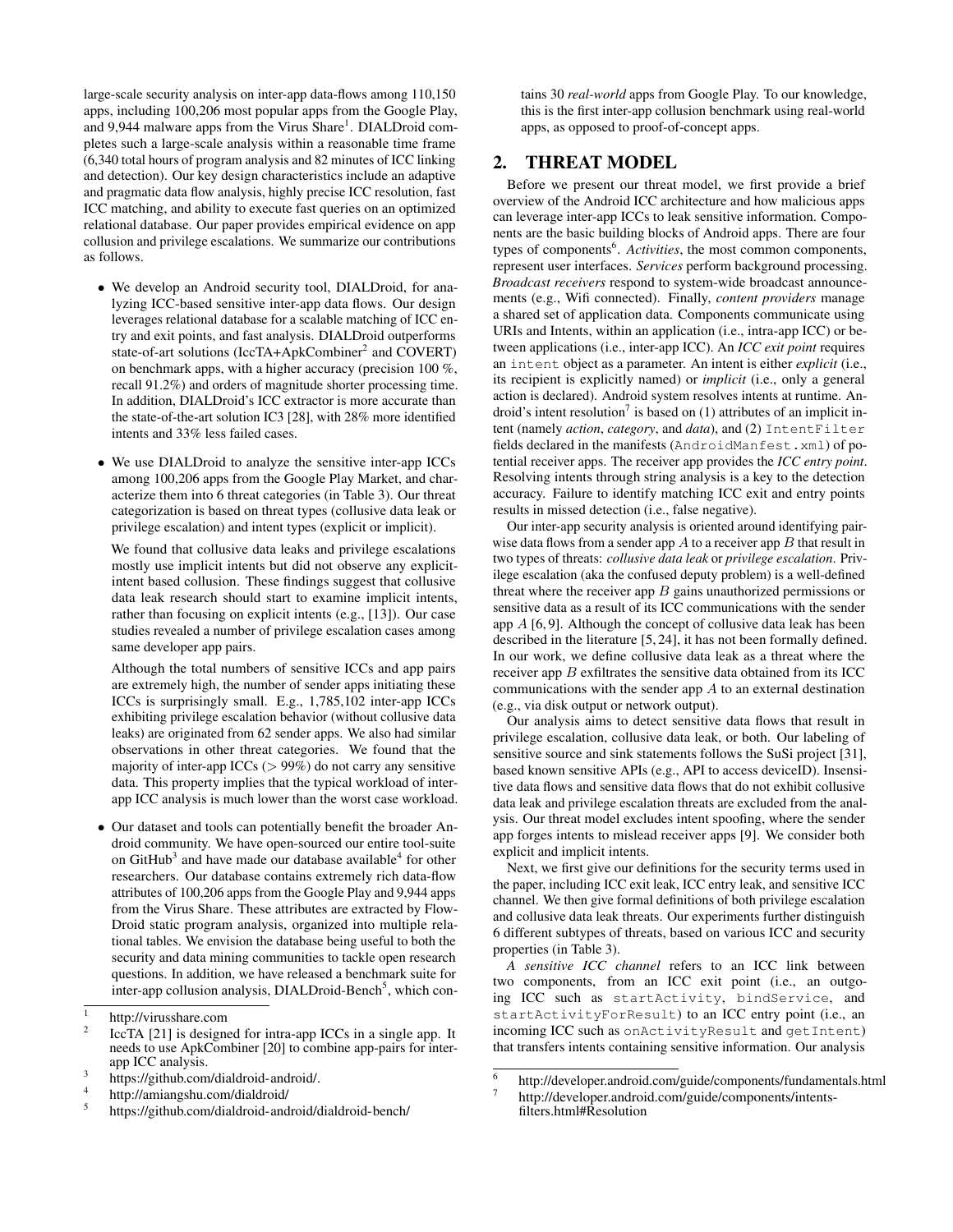large-scale security analysis on inter-app data-flows among 110,150 apps, including 100,206 most popular apps from the Google Play, and 9,944 malware apps from the Virus Share[1]. DIALDroid completes such a large-scale analysis within a reasonable time frame (6,340 total hours of program analysis and 82 minutes of ICC linking and detection). Our key design characteristics include an adaptive and pragmatic data flow analysis, highly precise ICC resolution, fast ICC matching, and ability to execute fast queries on an optimized relational database. Our paper provides empirical evidence on app collusion and privilege escalations. We summarize our contributions as follows.

- We develop an Android security tool, DIALDroid, for analyzing ICC-based sensitive inter-app data flows. Our design leverages relational database for a scalable matching of ICC entry and exit points, and fast analysis. DIALDroid outperforms state-of-art solutions (IccTA+ApkCombiner[2] and COVERT) on benchmark apps, with a higher accuracy (precision 100 %, recall 91.2%) and orders of magnitude shorter processing time. In addition, DIALDroid's ICC extractor is more accurate than the state-of-the-art solution IC3 [28], with 28% more identified intents and 33% less failed cases.

- We use DIALDroid to analyze the sensitive inter-app ICCs among 100,206 apps from the Google Play Market, and characterize them into 6 threat categories (in Table 3). Our threat categorization is based on threat types (collusive data leak or privilege escalation) and intent types (explicit or implicit).

  We found that collusive data leaks and privilege escalations mostly use implicit intents but did not observe any explicit-intent based collusion. These findings suggest that collusive data leak research should start to examine implicit intents, rather than focusing on explicit intents (e.g., [13]). Our case studies revealed a number of privilege escalation cases among same developer app pairs.

  Although the total numbers of sensitive ICCs and app pairs are extremely high, the number of sender apps initiating these ICCs is surprisingly small. E.g., 1,785,102 inter-app ICCs exhibiting privilege escalation behavior (without collusive data leaks) are originated from 62 sender apps. We also had similar observations in other threat categories. We found that the majority of inter-app ICCs ($> 99\%$) do not carry any sensitive data. This property implies that the typical workload of inter-app ICC analysis is much lower than the worst case workload.

- Our dataset and tools can potentially benefit the broader Android community. We have open-sourced our entire tool-suite on GitHub[3] and have made our database available[4] for other researchers. Our database contains extremely rich data-flow attributes of 100,206 apps from the Google Play and 9,944 apps from the Virus Share. These attributes are extracted by FlowDroid static program analysis, organized into multiple relational tables. We envision the database being useful to both the security and data mining communities to tackle open research questions. In addition, we have released a benchmark suite for inter-app collusion analysis, DIALDroid-Bench[5], which contains 30 *real-world* apps from Google Play. To our knowledge, this is the first inter-app collusion benchmark using real-world apps, as opposed to proof-of-concept apps.

## 2. THREAT MODEL

Before we present our threat model, we first provide a brief overview of the Android ICC architecture and how malicious apps can leverage inter-app ICCs to leak sensitive information. Components are the basic building blocks of Android apps. There are four types of components[6]. *Activities*, the most common components, represent user interfaces. *Services* perform background processing. *Broadcast receivers* respond to system-wide broadcast announcements (e.g., Wifi connected). Finally, *content providers* manage a shared set of application data. Components communicate using URIs and Intents, within an application (i.e., intra-app ICC) or between applications (i.e., inter-app ICC). An *ICC exit point* requires an `intent` object as a parameter. An intent is either *explicit* (i.e., its recipient is explicitly named) or *implicit* (i.e., only a general action is declared). Android system resolves intents at runtime. Android's intent resolution[7] is based on (1) attributes of an implicit intent (namely *action*, *category*, and *data*), and (2) `IntentFilter` fields declared in the manifests (`AndroidManfest.xml`) of potential receiver apps. The receiver app provides the *ICC entry point*. Resolving intents through string analysis is a key to the detection accuracy. Failure to identify matching ICC exit and entry points results in missed detection (i.e., false negative).

Our inter-app security analysis is oriented around identifying pairwise data flows from a sender app $A$ to a receiver app $B$ that result in two types of threats: *collusive data leak* or *privilege escalation*. Privilege escalation (aka the confused deputy problem) is a well-defined threat where the receiver app $B$ gains unauthorized permissions or sensitive data as a result of its ICC communications with the sender app $A$ [6, 9]. Although the concept of collusive data leak has been described in the literature [5, 24], it has not been formally defined. In our work, we define collusive data leak as a threat where the receiver app $B$ exfiltrates the sensitive data obtained from its ICC communications with the sender app $A$ to an external destination (e.g., via disk output or network output).

Our analysis aims to detect sensitive data flows that result in privilege escalation, collusive data leak, or both. Our labeling of sensitive source and sink statements follows the SuSi project [31], based known sensitive APIs (e.g., API to access deviceID). Insensitive data flows and sensitive data flows that do not exhibit collusive data leak and privilege escalation threats are excluded from the analysis. Our threat model excludes intent spoofing, where the sender app forges intents to mislead receiver apps [9]. We consider both explicit and implicit intents.

Next, we first give our definitions for the security terms used in the paper, including ICC exit leak, ICC entry leak, and sensitive ICC channel. We then give formal definitions of both privilege escalation and collusive data leak threats. Our experiments further distinguish 6 different subtypes of threats, based on various ICC and security properties (in Table 3).

*A sensitive ICC channel* refers to an ICC link between two components, from an ICC exit point (i.e., an outgoing ICC such as `startActivity`, `bindService`, and `startActivityForResult`) to an ICC entry point (i.e., an incoming ICC such as `onActivityResult` and `getIntent`) that transfers intents containing sensitive information. Our analysis

---

[1] http://virusshare.com

[2] IccTA [21] is designed for intra-app ICCs in a single app. It needs to use ApkCombiner [20] to combine app-pairs for inter-app ICC analysis.

[3] https://github.com/dialdroid-android/.

[4] http://amiangshu.com/dialdroid/

[5] https://github.com/dialdroid-android/dialdroid-bench/

[6] http://developer.android.com/guide/components/fundamentals.html

[7] http://developer.android.com/guide/components/intents-filters.html#Resolution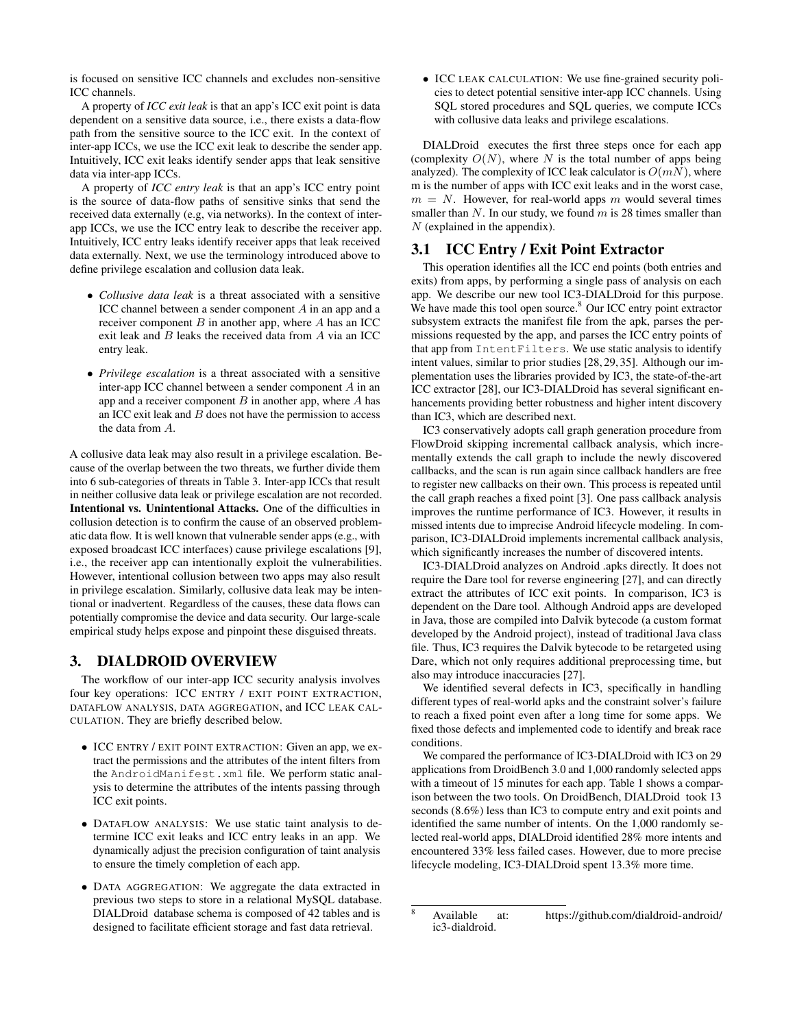is focused on sensitive ICC channels and excludes non-sensitive ICC channels.

A property of ***ICC exit leak*** is that an app's ICC exit point is data dependent on a sensitive data source, i.e., there exists a data-flow path from the sensitive source to the ICC exit. In the context of inter-app ICCs, we use the ICC exit leak to describe the sender app. Intuitively, ICC exit leaks identify sender apps that leak sensitive data via inter-app ICCs.

A property of ***ICC entry leak*** is that an app's ICC entry point is the source of data-flow paths of sensitive sinks that send the received data externally (e.g, via networks). In the context of inter-app ICCs, we use the ICC entry leak to describe the receiver app. Intuitively, ICC entry leaks identify receiver apps that leak received data externally. Next, we use the terminology introduced above to define privilege escalation and collusion data leak.

- *Collusive data leak* is a threat associated with a sensitive ICC channel between a sender component $A$ in an app and a receiver component $B$ in another app, where $A$ has an ICC exit leak and $B$ leaks the received data from $A$ via an ICC entry leak.
- *Privilege escalation* is a threat associated with a sensitive inter-app ICC channel between a sender component $A$ in an app and a receiver component $B$ in another app, where $A$ has an ICC exit leak and $B$ does not have the permission to access the data from $A$.

A collusive data leak may also result in a privilege escalation. Because of the overlap between the two threats, we further divide them into 6 sub-categories of threats in Table 3. Inter-app ICCs that result in neither collusive data leak or privilege escalation are not recorded.

**Intentional vs. Unintentional Attacks.** One of the difficulties in collusion detection is to confirm the cause of an observed problematic data flow. It is well known that vulnerable sender apps (e.g., with exposed broadcast ICC interfaces) cause privilege escalations [9], i.e., the receiver app can intentionally exploit the vulnerabilities. However, intentional collusion between two apps may also result in privilege escalation. Similarly, collusive data leak may be intentional or inadvertent. Regardless of the causes, these data flows can potentially compromise the device and data security. Our large-scale empirical study helps expose and pinpoint these disguised threats.

# 3. DIALDROID OVERVIEW

The workflow of our inter-app ICC security analysis involves four key operations: ICC ENTRY / EXIT POINT EXTRACTION, DATAFLOW ANALYSIS, DATA AGGREGATION, and ICC LEAK CALCULATION. They are briefly described below.

- ICC ENTRY / EXIT POINT EXTRACTION: Given an app, we extract the permissions and the attributes of the intent filters from the `AndroidManifest.xml` file. We perform static analysis to determine the attributes of the intents passing through ICC exit points.
- DATAFLOW ANALYSIS: We use static taint analysis to determine ICC exit leaks and ICC entry leaks in an app. We dynamically adjust the precision configuration of taint analysis to ensure the timely completion of each app.
- DATA AGGREGATION: We aggregate the data extracted in previous two steps to store in a relational MySQL database. DIALDroid database schema is composed of 42 tables and is designed to facilitate efficient storage and fast data retrieval.
- ICC LEAK CALCULATION: We use fine-grained security policies to detect potential sensitive inter-app ICC channels. Using SQL stored procedures and SQL queries, we compute ICCs with collusive data leaks and privilege escalations.

DIALDroid executes the first three steps once for each app (complexity $O(N)$, where $N$ is the total number of apps being analyzed). The complexity of ICC leak calculator is $O(mN)$, where m is the number of apps with ICC exit leaks and in the worst case, $m = N$. However, for real-world apps $m$ would several times smaller than $N$. In our study, we found $m$ is 28 times smaller than $N$ (explained in the appendix).

## 3.1 ICC Entry / Exit Point Extractor

This operation identifies all the ICC end points (both entries and exits) from apps, by performing a single pass of analysis on each app. We describe our new tool IC3-DIALDroid for this purpose. We have made this tool open source.[8] Our ICC entry point extractor subsystem extracts the manifest file from the apk, parses the permissions requested by the app, and parses the ICC entry points of that app from `IntentFilters`. We use static analysis to identify intent values, similar to prior studies [28, 29, 35]. Although our implementation uses the libraries provided by IC3, the state-of-the-art ICC extractor [28], our IC3-DIALDroid has several significant enhancements providing better robustness and higher intent discovery than IC3, which are described next.

IC3 conservatively adopts call graph generation procedure from FlowDroid skipping incremental callback analysis, which incrementally extends the call graph to include the newly discovered callbacks, and the scan is run again since callback handlers are free to register new callbacks on their own. This process is repeated until the call graph reaches a fixed point [3]. One pass callback analysis improves the runtime performance of IC3. However, it results in missed intents due to imprecise Android lifecycle modeling. In comparison, IC3-DIALDroid implements incremental callback analysis, which significantly increases the number of discovered intents.

IC3-DIALDroid analyzes on Android .apks directly. It does not require the Dare tool for reverse engineering [27], and can directly extract the attributes of ICC exit points. In comparison, IC3 is dependent on the Dare tool. Although Android apps are developed in Java, those are compiled into Dalvik bytecode (a custom format developed by the Android project), instead of traditional Java class file. Thus, IC3 requires the Dalvik bytecode to be retargeted using Dare, which not only requires additional preprocessing time, but also may introduce inaccuracies [27].

We identified several defects in IC3, specifically in handling different types of real-world apks and the constraint solver's failure to reach a fixed point even after a long time for some apps. We fixed those defects and implemented code to identify and break race conditions.

We compared the performance of IC3-DIALDroid with IC3 on 29 applications from DroidBench 3.0 and 1,000 randomly selected apps with a timeout of 15 minutes for each app. Table 1 shows a comparison between the two tools. On DroidBench, DIALDroid took 13 seconds (8.6%) less than IC3 to compute entry and exit points and identified the same number of intents. On the 1,000 randomly selected real-world apps, DIALDroid identified 28% more intents and encountered 33% less failed cases. However, due to more precise lifecycle modeling, IC3-DIALDroid spent 13.3% more time.

[8] Available at: https://github.com/dialdroid-android/ic3-dialdroid.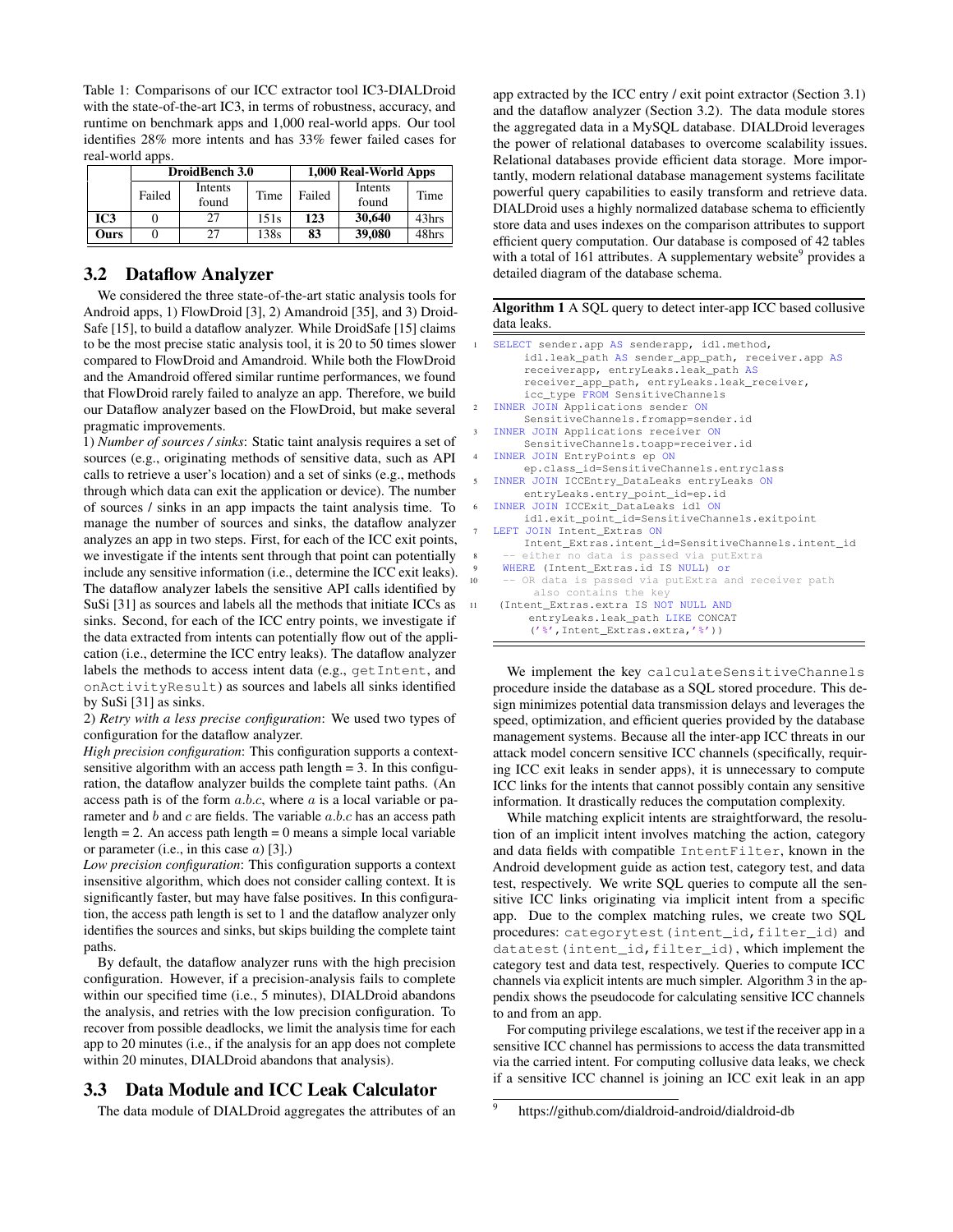Table 1: Comparisons of our ICC extractor tool IC3-DIALDroid with the state-of-the-art IC3, in terms of robustness, accuracy, and runtime on benchmark apps and 1,000 real-world apps. Our tool identifies 28% more intents and has 33% fewer failed cases for real-world apps.

| | DroidBench 3.0 | | | 1,000 Real-World Apps | | |
|---|---|---|---|---|---|---|
| | Failed | Intents found | Time | Failed | Intents found | Time |
| **IC3** | 0 | 27 | 151s | **123** | **30,640** | 43hrs |
| **Ours** | 0 | 27 | 138s | **83** | **39,080** | 48hrs |

## 3.2 Dataflow Analyzer

We considered the three state-of-the-art static analysis tools for Android apps, 1) FlowDroid [3], 2) Amandroid [35], and 3) DroidSafe [15], to build a dataflow analyzer. While DroidSafe [15] claims to be the most precise static analysis tool, it is 20 to 50 times slower compared to FlowDroid and Amandroid. While both the FlowDroid and the Amandroid offered similar runtime performances, we found that FlowDroid rarely failed to analyze an app. Therefore, we build our Dataflow analyzer based on the FlowDroid, but make several pragmatic improvements.

1) *Number of sources / sinks*: Static taint analysis requires a set of sources (e.g., originating methods of sensitive data, such as API calls to retrieve a user's location) and a set of sinks (e.g., methods through which data can exit the application or device). The number of sources / sinks in an app impacts the taint analysis time. To manage the number of sources and sinks, the dataflow analyzer analyzes an app in two steps. First, for each of the ICC exit points, we investigate if the intents sent through that point can potentially include any sensitive information (i.e., determine the ICC exit leaks). The dataflow analyzer labels the sensitive API calls identified by SuSi [31] as sources and labels all the methods that initiate ICCs as sinks. Second, for each of the ICC entry points, we investigate if the data extracted from intents can potentially flow out of the application (i.e., determine the ICC entry leaks). The dataflow analyzer labels the methods to access intent data (e.g., `getIntent`, and `onActivityResult`) as sources and labels all sinks identified by SuSi [31] as sinks.

2) *Retry with a less precise configuration*: We used two types of configuration for the dataflow analyzer.

*High precision configuration*: This configuration supports a context-sensitive algorithm with an access path length = 3. In this configuration, the dataflow analyzer builds the complete taint paths. (An access path is of the form $a.b.c$, where $a$ is a local variable or parameter and $b$ and $c$ are fields. The variable $a.b.c$ has an access path length = 2. An access path length = 0 means a simple local variable or parameter (i.e., in this case $a$) [3].)

*Low precision configuration*: This configuration supports a context insensitive algorithm, which does not consider calling context. It is significantly faster, but may have false positives. In this configuration, the access path length is set to 1 and the dataflow analyzer only identifies the sources and sinks, but skips building the complete taint paths.

By default, the dataflow analyzer runs with the high precision configuration. However, if a precision-analysis fails to complete within our specified time (i.e., 5 minutes), DIALDroid abandons the analysis, and retries with the low precision configuration. To recover from possible deadlocks, we limit the analysis time for each app to 20 minutes (i.e., if the analysis for an app does not complete within 20 minutes, DIALDroid abandons that analysis).

## 3.3 Data Module and ICC Leak Calculator

The data module of DIALDroid aggregates the attributes of an app extracted by the ICC entry / exit point extractor (Section 3.1) and the dataflow analyzer (Section 3.2). The data module stores the aggregated data in a MySQL database. DIALDroid leverages the power of relational databases to overcome scalability issues. Relational databases provide efficient data storage. More importantly, modern relational database management systems facilitate powerful query capabilities to easily transform and retrieve data. DIALDroid uses a highly normalized database schema to efficiently store data and uses indexes on the comparison attributes to support efficient query computation. Our database is composed of 42 tables with a total of 161 attributes. A supplementary website[9] provides a detailed diagram of the database schema.

**Algorithm 1** A SQL query to detect inter-app ICC based collusive data leaks.

```
1  SELECT sender.app AS senderapp, idl.method,
       idl.leak_path AS sender_app_path, receiver.app AS
       receiverapp, entryLeaks.leak_path AS
       receiver_app_path, entryLeaks.leak_receiver,
       icc_type FROM SensitiveChannels
2  INNER JOIN Applications sender ON
       SensitiveChannels.fromapp=sender.id
3  INNER JOIN Applications receiver ON
       SensitiveChannels.toapp=receiver.id
4  INNER JOIN EntryPoints ep ON
       ep.class_id=SensitiveChannels.entryclass
5  INNER JOIN ICCEntry_DataLeaks entryLeaks ON
       entryLeaks.entry_point_id=ep.id
6  INNER JOIN ICCExit_DataLeaks idl ON
       idl.exit_point_id=SensitiveChannels.exitpoint
7  LEFT JOIN Intent_Extras ON
       Intent_Extras.intent_id=SensitiveChannels.intent_id
8   -- either no data is passed via putExtra
9   WHERE (Intent_Extras.id IS NULL) or
10  -- OR data is passed via putExtra and receiver path
      also contains the key
11  (Intent_Extras.extra IS NOT NULL AND
       entryLeaks.leak_path LIKE CONCAT
       ('%',Intent_Extras.extra,'%'))
```

We implement the key `calculateSensitiveChannels` procedure inside the database as a SQL stored procedure. This design minimizes potential data transmission delays and leverages the speed, optimization, and efficient queries provided by the database management systems. Because all the inter-app ICC threats in our attack model concern sensitive ICC channels (specifically, requiring ICC exit leaks in sender apps), it is unnecessary to compute ICC links for the intents that cannot possibly contain any sensitive information. It drastically reduces the computation complexity.

While matching explicit intents are straightforward, the resolution of an implicit intent involves matching the action, category and data fields with compatible `IntentFilter`, known in the Android development guide as action test, category test, and data test, respectively. We write SQL queries to compute all the sensitive ICC links originating via implicit intent from a specific app. Due to the complex matching rules, we create two SQL procedures: `categorytest(intent_id,filter_id)` and `datatest(intent_id,filter_id)`, which implement the category test and data test, respectively. Queries to compute ICC channels via explicit intents are much simpler. Algorithm 3 in the appendix shows the pseudocode for calculating sensitive ICC channels to and from an app.

For computing privilege escalations, we test if the receiver app in a sensitive ICC channel has permissions to access the data transmitted via the carried intent. For computing collusive data leaks, we check if a sensitive ICC channel is joining an ICC exit leak in an app

[9] https://github.com/dialdroid-android/dialdroid-db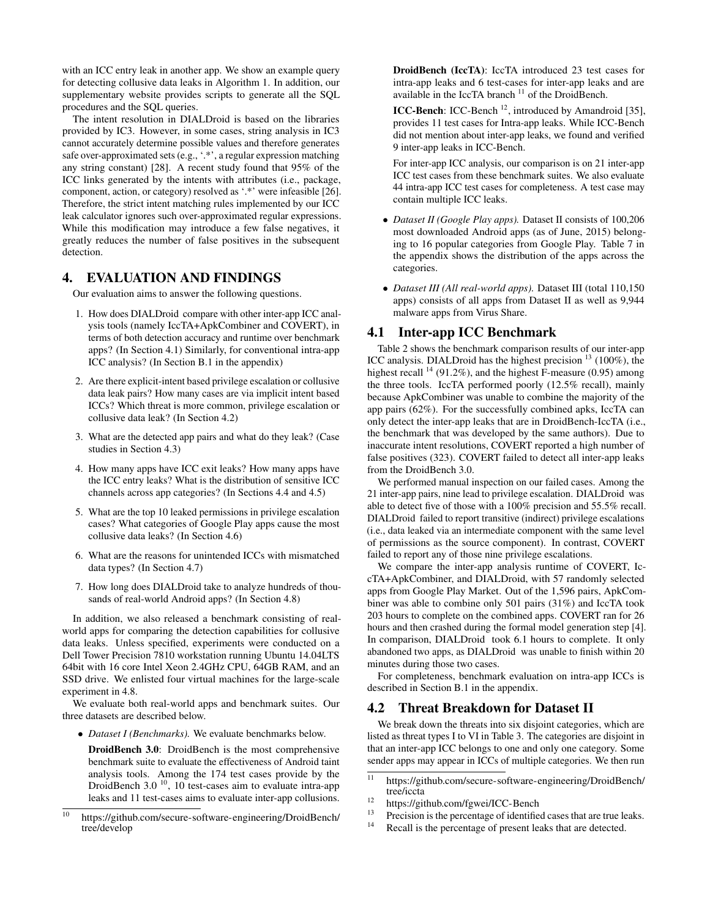with an ICC entry leak in another app. We show an example query for detecting collusive data leaks in Algorithm 1. In addition, our supplementary website provides scripts to generate all the SQL procedures and the SQL queries.

The intent resolution in DIALDroid is based on the libraries provided by IC3. However, in some cases, string analysis in IC3 cannot accurately determine possible values and therefore generates safe over-approximated sets (e.g., '.*', a regular expression matching any string constant) [28]. A recent study found that 95% of the ICC links generated by the intents with attributes (i.e., package, component, action, or category) resolved as '.*' were infeasible [26]. Therefore, the strict intent matching rules implemented by our ICC leak calculator ignores such over-approximated regular expressions. While this modification may introduce a few false negatives, it greatly reduces the number of false positives in the subsequent detection.

# 4. EVALUATION AND FINDINGS

Our evaluation aims to answer the following questions.

1. How does DIALDroid compare with other inter-app ICC analysis tools (namely IccTA+ApkCombiner and COVERT), in terms of both detection accuracy and runtime over benchmark apps? (In Section 4.1) Similarly, for conventional intra-app ICC analysis? (In Section B.1 in the appendix)
2. Are there explicit-intent based privilege escalation or collusive data leak pairs? How many cases are via implicit intent based ICCs? Which threat is more common, privilege escalation or collusive data leak? (In Section 4.2)
3. What are the detected app pairs and what do they leak? (Case studies in Section 4.3)
4. How many apps have ICC exit leaks? How many apps have the ICC entry leaks? What is the distribution of sensitive ICC channels across app categories? (In Sections 4.4 and 4.5)
5. What are the top 10 leaked permissions in privilege escalation cases? What categories of Google Play apps cause the most collusive data leaks? (In Section 4.6)
6. What are the reasons for unintended ICCs with mismatched data types? (In Section 4.7)
7. How long does DIALDroid take to analyze hundreds of thousands of real-world Android apps? (In Section 4.8)

In addition, we also released a benchmark consisting of real-world apps for comparing the detection capabilities for collusive data leaks. Unless specified, experiments were conducted on a Dell Tower Precision 7810 workstation running Ubuntu 14.04LTS 64bit with 16 core Intel Xeon 2.4GHz CPU, 64GB RAM, and an SSD drive. We enlisted four virtual machines for the large-scale experiment in 4.8.

We evaluate both real-world apps and benchmark suites. Our three datasets are described below.

- *Dataset I (Benchmarks).* We evaluate benchmarks below.

  **DroidBench 3.0**: DroidBench is the most comprehensive benchmark suite to evaluate the effectiveness of Android taint analysis tools. Among the 174 test cases provide by the DroidBench 3.0 [10], 10 test-cases aim to evaluate intra-app leaks and 11 test-cases aims to evaluate inter-app collusions.

  **DroidBench (IccTA)**: IccTA introduced 23 test cases for intra-app leaks and 6 test-cases for inter-app leaks and are available in the IccTA branch [11] of the DroidBench.

  **ICC-Bench**: ICC-Bench [12], introduced by Amandroid [35], provides 11 test cases for Intra-app leaks. While ICC-Bench did not mention about inter-app leaks, we found and verified 9 inter-app leaks in ICC-Bench.

  For inter-app ICC analysis, our comparison is on 21 inter-app ICC test cases from these benchmark suites. We also evaluate 44 intra-app ICC test cases for completeness. A test case may contain multiple ICC leaks.

- *Dataset II (Google Play apps).* Dataset II consists of 100,206 most downloaded Android apps (as of June, 2015) belonging to 16 popular categories from Google Play. Table 7 in the appendix shows the distribution of the apps across the categories.
- *Dataset III (All real-world apps).* Dataset III (total 110,150 apps) consists of all apps from Dataset II as well as 9,944 malware apps from Virus Share.

## 4.1 Inter-app ICC Benchmark

Table 2 shows the benchmark comparison results of our inter-app ICC analysis. DIALDroid has the highest precision [13] (100%), the highest recall [14] (91.2%), and the highest F-measure (0.95) among the three tools. IccTA performed poorly (12.5% recall), mainly because ApkCombiner was unable to combine the majority of the app pairs (62%). For the successfully combined apks, IccTA can only detect the inter-app leaks that are in DroidBench-IccTA (i.e., the benchmark that was developed by the same authors). Due to inaccurate intent resolutions, COVERT reported a high number of false positives (323). COVERT failed to detect all inter-app leaks from the DroidBench 3.0.

We performed manual inspection on our failed cases. Among the 21 inter-app pairs, nine lead to privilege escalation. DIALDroid was able to detect five of those with a 100% precision and 55.5% recall. DIALDroid failed to report transitive (indirect) privilege escalations (i.e., data leaked via an intermediate component with the same level of permissions as the source component). In contrast, COVERT failed to report any of those nine privilege escalations.

We compare the inter-app analysis runtime of COVERT, IccTA+ApkCombiner, and DIALDroid, with 57 randomly selected apps from Google Play Market. Out of the 1,596 pairs, ApkCombiner was able to combine only 501 pairs (31%) and IccTA took 203 hours to complete on the combined apps. COVERT ran for 26 hours and then crashed during the formal model generation step [4]. In comparison, DIALDroid took 6.1 hours to complete. It only abandoned two apps, as DIALDroid was unable to finish within 20 minutes during those two cases.

For completeness, benchmark evaluation on intra-app ICCs is described in Section B.1 in the appendix.

## 4.2 Threat Breakdown for Dataset II

We break down the threats into six disjoint categories, which are listed as threat types I to VI in Table 3. The categories are disjoint in that an inter-app ICC belongs to one and only one category. Some sender apps may appear in ICCs of multiple categories. We then run

[10] https://github.com/secure-software-engineering/DroidBench/tree/develop

[11] https://github.com/secure-software-engineering/DroidBench/tree/iccta

[12] https://github.com/fgwei/ICC-Bench

[13] Precision is the percentage of identified cases that are true leaks.

[14] Recall is the percentage of present leaks that are detected.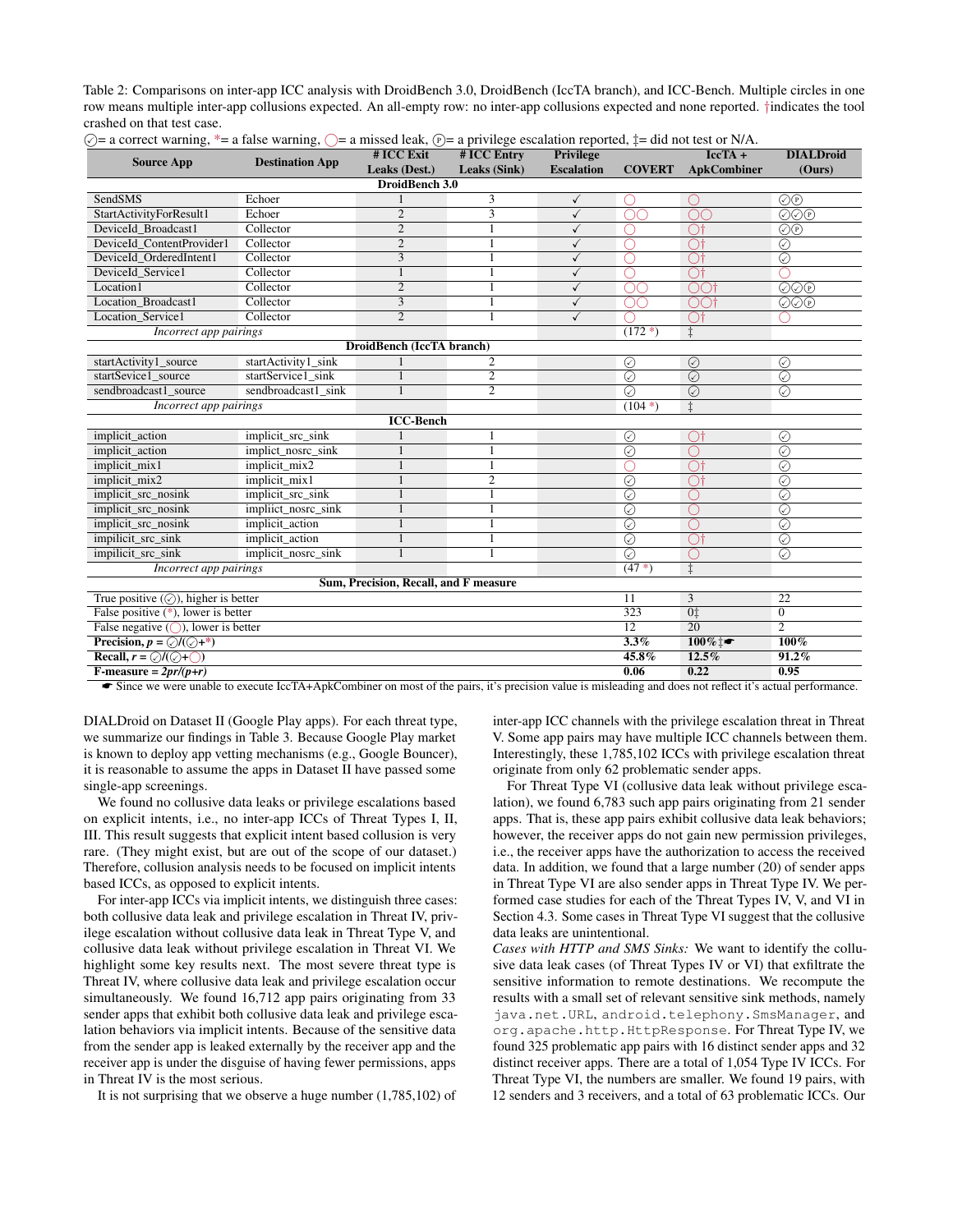Table 2: Comparisons on inter-app ICC analysis with DroidBench 3.0, DroidBench (IccTA branch), and ICC-Bench. Multiple circles in one row means multiple inter-app collusions expected. An all-empty row: no inter-app collusions expected and none reported. †indicates the tool crashed on that test case.

✓⃝= a correct warning, *= a false warning, ◯= a missed leak, Ⓟ= a privilege escalation reported, ‡= did not test or N/A.

| Source App | Destination App | # ICC Exit Leaks (Dest.) | # ICC Entry Leaks (Sink) | Privilege Escalation | COVERT | IccTA + ApkCombiner | DIALDroid (Ours) |
|---|---|---|---|---|---|---|---|
| **DroidBench 3.0** | | | | | | | |
| SendSMS | Echoer | 1 | 3 | ✓ | ◯ | ◯ | ✓⃝Ⓟ |
| StartActivityForResult1 | Echoer | 2 | 3 | ✓ | ◯◯ | ◯◯ | ✓⃝✓⃝Ⓟ |
| DeviceId_Broadcast1 | Collector | 2 | 1 | ✓ | ◯ | ◯† | ✓⃝Ⓟ |
| DeviceId_ContentProvider1 | Collector | 2 | 1 | ✓ | ◯ | ◯† | ✓⃝ |
| DeviceId_OrderedIntent1 | Collector | 3 | 1 | ✓ | ◯ | ◯† | ✓⃝ |
| DeviceId_Service1 | Collector | 1 | 1 | ✓ | ◯ | ◯† | ◯ |
| Location1 | Collector | 2 | 1 | ✓ | ◯◯ | ◯◯† | ✓⃝✓⃝Ⓟ |
| Location_Broadcast1 | Collector | 3 | 1 | ✓ | ◯◯ | ◯◯† | ✓⃝✓⃝Ⓟ |
| Location_Service1 | Collector | 2 | 1 | ✓ | ◯ | ◯† | ◯ |
| *Incorrect app pairings* | | | | | (172 *) | ‡ | |
| **DroidBench (IccTA branch)** | | | | | | | |
| startActivity1_source | startActivity1_sink | 1 | 2 | | ✓⃝ | ✓⃝ | ✓⃝ |
| startSevice1_source | startService1_sink | 1 | 2 | | ✓⃝ | ✓⃝ | ✓⃝ |
| sendbroadcast1_source | sendbroadcast1_sink | 1 | 2 | | ✓⃝ | ✓⃝ | ✓⃝ |
| *Incorrect app pairings* | | | | | (104 *) | ‡ | |
| **ICC-Bench** | | | | | | | |
| implicit_action | implicit_src_sink | 1 | 1 | | ✓⃝ | ◯† | ✓⃝ |
| implicit_action | implict_nosrc_sink | 1 | 1 | | ✓⃝ | ◯ | ✓⃝ |
| implicit_mix1 | implicit_mix2 | 1 | 1 | | ◯ | ◯† | ✓⃝ |
| implicit_mix2 | implicit_mix1 | 1 | 2 | | ✓⃝ | ◯† | ✓⃝ |
| implicit_src_nosink | implicit_src_sink | 1 | 1 | | ✓⃝ | ◯ | ✓⃝ |
| implicit_src_nosink | impliict_nosrc_sink | 1 | 1 | | ✓⃝ | ◯ | ✓⃝ |
| implicit_src_nosink | implicit_action | 1 | 1 | | ✓⃝ | ◯ | ✓⃝ |
| impilicit_src_sink | implicit_action | 1 | 1 | | ✓⃝ | ◯† | ✓⃝ |
| impilicit_src_sink | implicit_nosrc_sink | 1 | 1 | | ✓⃝ | ◯ | ✓⃝ |
| *Incorrect app pairings* | | | | | (47 *) | ‡ | |
| **Sum, Precision, Recall, and F measure** | | | | | | | |
| True positive (✓⃝), higher is better | | | | | 11 | 3 | 22 |
| False positive (*), lower is better | | | | | 323 | 0‡ | 0 |
| False negative (◯), lower is better | | | | | 12 | 20 | 2 |
| **Precision, $p$ = ✓⃝/(✓⃝+*)** | | | | | **3.3%** | **100%‡☛** | **100%** |
| **Recall, $r$ = ✓⃝/(✓⃝+◯)** | | | | | **45.8%** | **12.5%** | **91.2%** |
| **F-measure = $2pr/(p+r)$** | | | | | **0.06** | **0.22** | **0.95** |

☛ Since we were unable to execute IccTA+ApkCombiner on most of the pairs, it's precision value is misleading and does not reflect it's actual performance.

DIALDroid on Dataset II (Google Play apps). For each threat type, we summarize our findings in Table 3. Because Google Play market is known to deploy app vetting mechanisms (e.g., Google Bouncer), it is reasonable to assume the apps in Dataset II have passed some single-app screenings.

We found no collusive data leaks or privilege escalations based on explicit intents, i.e., no inter-app ICCs of Threat Types I, II, III. This result suggests that explicit intent based collusion is very rare. (They might exist, but are out of the scope of our dataset.) Therefore, collusion analysis needs to be focused on implicit intents based ICCs, as opposed to explicit intents.

For inter-app ICCs via implicit intents, we distinguish three cases: both collusive data leak and privilege escalation in Threat IV, privilege escalation without collusive data leak in Threat Type V, and collusive data leak without privilege escalation in Threat VI. We highlight some key results next. The most severe threat type is Threat IV, where collusive data leak and privilege escalation occur simultaneously. We found 16,712 app pairs originating from 33 sender apps that exhibit both collusive data leak and privilege escalation behaviors via implicit intents. Because of the sensitive data from the sender app is leaked externally by the receiver app and the receiver app is under the disguise of having fewer permissions, apps in Threat IV is the most serious.

It is not surprising that we observe a huge number (1,785,102) of inter-app ICC channels with the privilege escalation threat in Threat V. Some app pairs may have multiple ICC channels between them. Interestingly, these 1,785,102 ICCs with privilege escalation threat originate from only 62 problematic sender apps.

For Threat Type VI (collusive data leak without privilege escalation), we found 6,783 such app pairs originating from 21 sender apps. That is, these app pairs exhibit collusive data leak behaviors; however, the receiver apps do not gain new permission privileges, i.e., the receiver apps have the authorization to access the received data. In addition, we found that a large number (20) of sender apps in Threat Type VI are also sender apps in Threat Type IV. We performed case studies for each of the Threat Types IV, V, and VI in Section 4.3. Some cases in Threat Type VI suggest that the collusive data leaks are unintentional.

*Cases with HTTP and SMS Sinks:* We want to identify the collusive data leak cases (of Threat Types IV or VI) that exfiltrate the sensitive information to remote destinations. We recompute the results with a small set of relevant sensitive sink methods, namely `java.net.URL`, `android.telephony.SmsManager`, and `org.apache.http.HttpResponse`. For Threat Type IV, we found 325 problematic app pairs with 16 distinct sender apps and 32 distinct receiver apps. There are a total of 1,054 Type IV ICCs. For Threat Type VI, the numbers are smaller. We found 19 pairs, with 12 senders and 3 receivers, and a total of 63 problematic ICCs. Our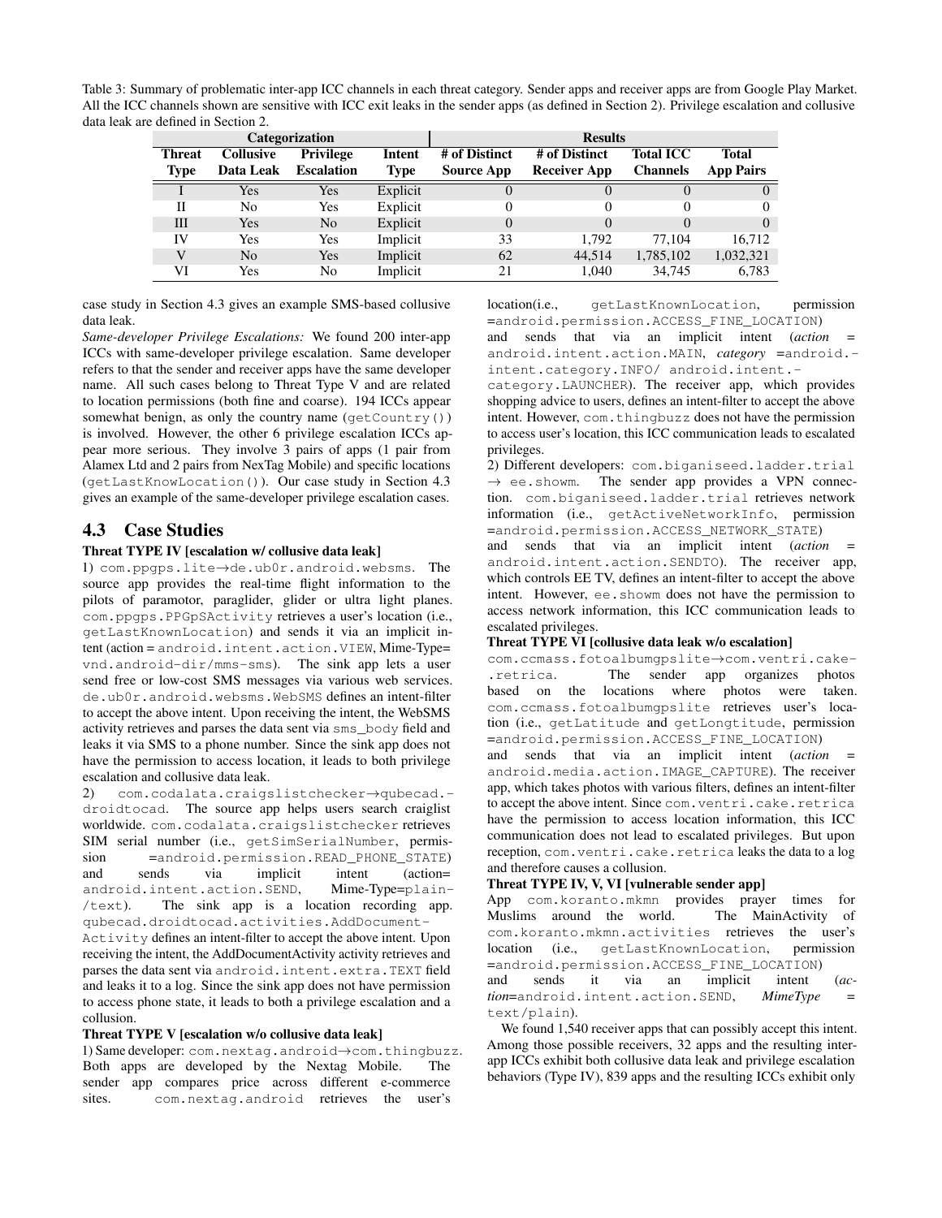Table 3: Summary of problematic inter-app ICC channels in each threat category. Sender apps and receiver apps are from Google Play Market. All the ICC channels shown are sensitive with ICC exit leaks in the sender apps (as defined in Section 2). Privilege escalation and collusive data leak are defined in Section 2.

| Categorization | | | | Results | | | |
|---|---|---|---|---|---|---|---|
| Threat Type | Collusive Data Leak | Privilege Escalation | Intent Type | # of Distinct Source App | # of Distinct Receiver App | Total ICC Channels | Total App Pairs |
| I | Yes | Yes | Explicit | 0 | 0 | 0 | 0 |
| II | No | Yes | Explicit | 0 | 0 | 0 | 0 |
| III | Yes | No | Explicit | 0 | 0 | 0 | 0 |
| IV | Yes | Yes | Implicit | 33 | 1,792 | 77,104 | 16,712 |
| V | No | Yes | Implicit | 62 | 44,514 | 1,785,102 | 1,032,321 |
| VI | Yes | No | Implicit | 21 | 1,040 | 34,745 | 6,783 |

case study in Section 4.3 gives an example SMS-based collusive data leak.

*Same-developer Privilege Escalations:* We found 200 inter-app ICCs with same-developer privilege escalation. Same developer refers to that the sender and receiver apps have the same developer name. All such cases belong to Threat Type V and are related to location permissions (both fine and coarse). 194 ICCs appear somewhat benign, as only the country name (getCountry()) is involved. However, the other 6 privilege escalation ICCs appear more serious. They involve 3 pairs of apps (1 pair from Alamex Ltd and 2 pairs from NexTag Mobile) and specific locations (getLastKnowLocation()). Our case study in Section 4.3 gives an example of the same-developer privilege escalation cases.

## 4.3 Case Studies

**Threat TYPE IV [escalation w/ collusive data leak]**

1) com.ppgps.lite→de.ub0r.android.websms. The source app provides the real-time flight information to the pilots of paramotor, paraglider, glider or ultra light planes. com.ppgps.PPGpSActivity retrieves a user's location (i.e., getLastKnownLocation) and sends it via an implicit intent (action = android.intent.action.VIEW, Mime-Type= vnd.android-dir/mms-sms). The sink app lets a user send free or low-cost SMS messages via various web services. de.ub0r.android.websms.WebSMS defines an intent-filter to accept the above intent. Upon receiving the intent, the WebSMS activity retrieves and parses the data sent via sms_body field and leaks it via SMS to a phone number. Since the sink app does not have the permission to access location, it leads to both privilege escalation and collusive data leak.

2) com.codalata.craigslistchecker→qubecad.droidtocad. The source app helps users search craiglist worldwide. com.codalata.craigslistchecker retrieves SIM serial number (i.e., getSimSerialNumber, permission =android.permission.READ_PHONE_STATE) and sends via implicit intent (action= android.intent.action.SEND, Mime-Type=plain-/text). The sink app is a location recording app. qubecad.droidtocad.activities.AddDocumentActivity defines an intent-filter to accept the above intent. Upon receiving the intent, the AddDocumentActivity activity retrieves and parses the data sent via android.intent.extra.TEXT field and leaks it to a log. Since the sink app does not have permission to access phone state, it leads to both a privilege escalation and a collusion.

**Threat TYPE V [escalation w/o collusive data leak]**

1) Same developer: com.nextag.android→com.thingbuzz. Both apps are developed by the Nextag Mobile. The sender app compares price across different e-commerce sites. com.nextag.android retrieves the user's location(i.e., getLastKnownLocation, permission =android.permission.ACCESS_FINE_LOCATION) and sends that via an implicit intent (*action* = android.intent.action.MAIN, *category* =android.intent.category.INFO/ android.intent.category.LAUNCHER). The receiver app, which provides shopping advice to users, defines an intent-filter to accept the above intent. However, com.thingbuzz does not have the permission to access user's location, this ICC communication leads to escalated privileges.

2) Different developers: com.biganiseed.ladder.trial → ee.showm. The sender app provides a VPN connection. com.biganiseed.ladder.trial retrieves network information (i.e., getActiveNetworkInfo, permission =android.permission.ACCESS_NETWORK_STATE) and sends that via an implicit intent (*action* = android.intent.action.SENDTO). The receiver app, which controls EE TV, defines an intent-filter to accept the above intent. However, ee.showm does not have the permission to access network information, this ICC communication leads to escalated privileges.

**Threat TYPE VI [collusive data leak w/o escalation]**

com.ccmass.fotoalbumgpslite→com.ventri.cake.retrica. The sender app organizes photos based on the locations where photos were taken. com.ccmass.fotoalbumgpslite retrieves user's location (i.e., getLatitude and getLongtitude, permission =android.permission.ACCESS_FINE_LOCATION) and sends that via an implicit intent (*action* = android.media.action.IMAGE_CAPTURE). The receiver app, which takes photos with various filters, defines an intent-filter to accept the above intent. Since com.ventri.cake.retrica have the permission to access location information, this ICC communication does not lead to escalated privileges. But upon reception, com.ventri.cake.retrica leaks the data to a log and therefore causes a collusion.

**Threat TYPE IV, V, VI [vulnerable sender app]**

App com.koranto.mkmn provides prayer times for Muslims around the world. The MainActivity of com.koranto.mkmn.activities retrieves the user's location (i.e., getLastKnownLocation, permission =android.permission.ACCESS_FINE_LOCATION) and sends it via an implicit intent (*action*=android.intent.action.SEND, *MimeType* = text/plain).

We found 1,540 receiver apps that can possibly accept this intent. Among those possible receivers, 32 apps and the resulting inter-app ICCs exhibit both collusive data leak and privilege escalation behaviors (Type IV), 839 apps and the resulting ICCs exhibit only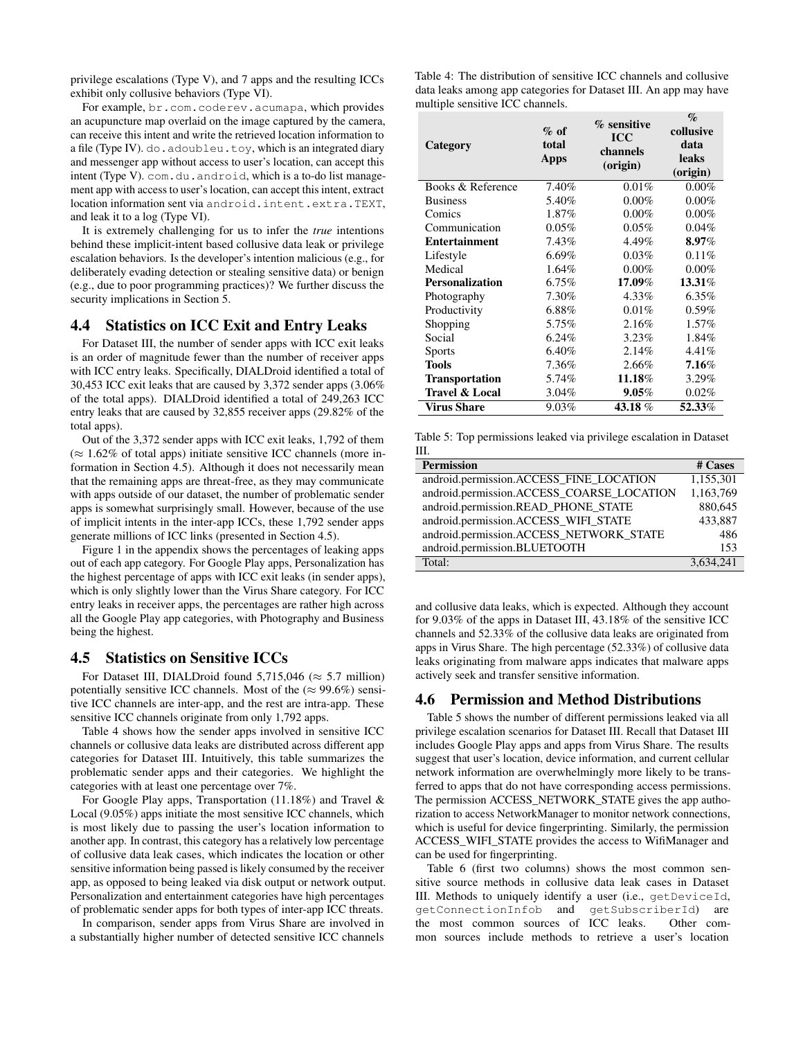privilege escalations (Type V), and 7 apps and the resulting ICCs exhibit only collusive behaviors (Type VI).

For example, `br.com.coderev.acumapa`, which provides an acupuncture map overlaid on the image captured by the camera, can receive this intent and write the retrieved location information to a file (Type IV). `do.adoubleu.toy`, which is an integrated diary and messenger app without access to user's location, can accept this intent (Type V). `com.du.android`, which is a to-do list management app with access to user's location, can accept this intent, extract location information sent via `android.intent.extra.TEXT`, and leak it to a log (Type VI).

It is extremely challenging for us to infer the *true* intentions behind these implicit-intent based collusive data leak or privilege escalation behaviors. Is the developer's intention malicious (e.g., for deliberately evading detection or stealing sensitive data) or benign (e.g., due to poor programming practices)? We further discuss the security implications in Section 5.

## 4.4 Statistics on ICC Exit and Entry Leaks

For Dataset III, the number of sender apps with ICC exit leaks is an order of magnitude fewer than the number of receiver apps with ICC entry leaks. Specifically, DIALDroid identified a total of 30,453 ICC exit leaks that are caused by 3,372 sender apps (3.06% of the total apps). DIALDroid identified a total of 249,263 ICC entry leaks that are caused by 32,855 receiver apps (29.82% of the total apps).

Out of the 3,372 sender apps with ICC exit leaks, 1,792 of them ($\approx$ 1.62% of total apps) initiate sensitive ICC channels (more information in Section 4.5). Although it does not necessarily mean that the remaining apps are threat-free, as they may communicate with apps outside of our dataset, the number of problematic sender apps is somewhat surprisingly small. However, because of the use of implicit intents in the inter-app ICCs, these 1,792 sender apps generate millions of ICC links (presented in Section 4.5).

Figure 1 in the appendix shows the percentages of leaking apps out of each app category. For Google Play apps, Personalization has the highest percentage of apps with ICC exit leaks (in sender apps), which is only slightly lower than the Virus Share category. For ICC entry leaks in receiver apps, the percentages are rather high across all the Google Play app categories, with Photography and Business being the highest.

## 4.5 Statistics on Sensitive ICCs

For Dataset III, DIALDroid found 5,715,046 ($\approx$ 5.7 million) potentially sensitive ICC channels. Most of the ($\approx$ 99.6%) sensitive ICC channels are inter-app, and the rest are intra-app. These sensitive ICC channels originate from only 1,792 apps.

Table 4 shows how the sender apps involved in sensitive ICC channels or collusive data leaks are distributed across different app categories for Dataset III. Intuitively, this table summarizes the problematic sender apps and their categories. We highlight the categories with at least one percentage over 7%.

For Google Play apps, Transportation (11.18%) and Travel & Local (9.05%) apps initiate the most sensitive ICC channels, which is most likely due to passing the user's location information to another app. In contrast, this category has a relatively low percentage of collusive data leak cases, which indicates the location or other sensitive information being passed is likely consumed by the receiver app, as opposed to being leaked via disk output or network output. Personalization and entertainment categories have high percentages of problematic sender apps for both types of inter-app ICC threats.

In comparison, sender apps from Virus Share are involved in a substantially higher number of detected sensitive ICC channels and collusive data leaks, which is expected. Although they account for 9.03% of the apps in Dataset III, 43.18% of the sensitive ICC channels and 52.33% of the collusive data leaks are originated from apps in Virus Share. The high percentage (52.33%) of collusive data leaks originating from malware apps indicates that malware apps actively seek and transfer sensitive information.

Table 4: The distribution of sensitive ICC channels and collusive data leaks among app categories for Dataset III. An app may have multiple sensitive ICC channels.

| Category | % of total Apps | % sensitive ICC channels (origin) | % collusive data leaks (origin) |
|---|---|---|---|
| Books & Reference | 7.40% | 0.01% | 0.00% |
| Business | 5.40% | 0.00% | 0.00% |
| Comics | 1.87% | 0.00% | 0.00% |
| Communication | 0.05% | 0.05% | 0.04% |
| **Entertainment** | 7.43% | 4.49% | **8.97**% |
| Lifestyle | 6.69% | 0.03% | 0.11% |
| Medical | 1.64% | 0.00% | 0.00% |
| **Personalization** | 6.75% | **17.09**% | **13.31**% |
| Photography | 7.30% | 4.33% | 6.35% |
| Productivity | 6.88% | 0.01% | 0.59% |
| Shopping | 5.75% | 2.16% | 1.57% |
| Social | 6.24% | 3.23% | 1.84% |
| Sports | 6.40% | 2.14% | 4.41% |
| **Tools** | 7.36% | 2.66% | **7.16**% |
| **Transportation** | 5.74% | **11.18**% | 3.29% |
| **Travel & Local** | 3.04% | **9.05**% | 0.02% |
| **Virus Share** | 9.03% | **43.18** % | **52.33**% |

Table 5: Top permissions leaked via privilege escalation in Dataset III.

| Permission | # Cases |
|---|---|
| android.permission.ACCESS_FINE_LOCATION | 1,155,301 |
| android.permission.ACCESS_COARSE_LOCATION | 1,163,769 |
| android.permission.READ_PHONE_STATE | 880,645 |
| android.permission.ACCESS_WIFI_STATE | 433,887 |
| android.permission.ACCESS_NETWORK_STATE | 486 |
| android.permission.BLUETOOTH | 153 |
| Total: | 3,634,241 |

## 4.6 Permission and Method Distributions

Table 5 shows the number of different permissions leaked via all privilege escalation scenarios for Dataset III. Recall that Dataset III includes Google Play apps and apps from Virus Share. The results suggest that user's location, device information, and current cellular network information are overwhelmingly more likely to be transferred to apps that do not have corresponding access permissions. The permission ACCESS_NETWORK_STATE gives the app authorization to access NetworkManager to monitor network connections, which is useful for device fingerprinting. Similarly, the permission ACCESS_WIFI_STATE provides the access to WifiManager and can be used for fingerprinting.

Table 6 (first two columns) shows the most common sensitive source methods in collusive data leak cases in Dataset III. Methods to uniquely identify a user (i.e., `getDeviceId`, `getConnectionInfob` and `getSubscriberId`) are the most common sources of ICC leaks. Other common sources include methods to retrieve a user's location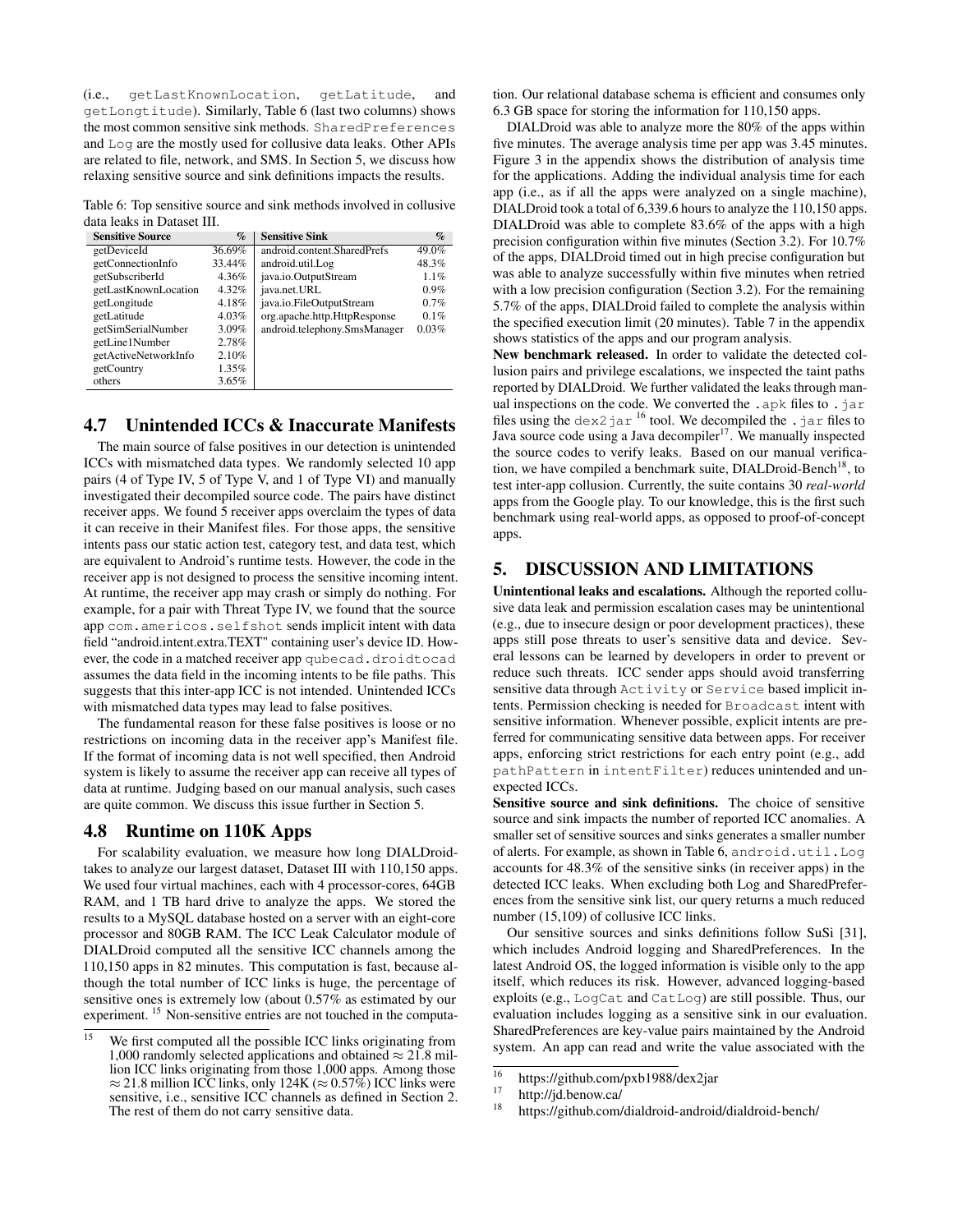(i.e., getLastKnownLocation, getLatitude, and getLongtitude). Similarly, Table 6 (last two columns) shows the most common sensitive sink methods. SharedPreferences and Log are the mostly used for collusive data leaks. Other APIs are related to file, network, and SMS. In Section 5, we discuss how relaxing sensitive source and sink definitions impacts the results.

Table 6: Top sensitive source and sink methods involved in collusive data leaks in Dataset III.

| Sensitive Source | % | Sensitive Sink | % |
|---|---|---|---|
| getDeviceId | 36.69% | android.content.SharedPrefs | 49.0% |
| getConnectionInfo | 33.44% | android.util.Log | 48.3% |
| getSubscriberId | 4.36% | java.io.OutputStream | 1.1% |
| getLastKnownLocation | 4.32% | java.net.URL | 0.9% |
| getLongitude | 4.18% | java.io.FileOutputStream | 0.7% |
| getLatitude | 4.03% | org.apache.http.HttpResponse | 0.1% |
| getSimSerialNumber | 3.09% | android.telephony.SmsManager | 0.03% |
| getLine1Number | 2.78% | | |
| getActiveNetworkInfo | 2.10% | | |
| getCountry | 1.35% | | |
| others | 3.65% | | |

## 4.7 Unintended ICCs & Inaccurate Manifests

The main source of false positives in our detection is unintended ICCs with mismatched data types. We randomly selected 10 app pairs (4 of Type IV, 5 of Type V, and 1 of Type VI) and manually investigated their decompiled source code. The pairs have distinct receiver apps. We found 5 receiver apps overclaim the types of data it can receive in their Manifest files. For those apps, the sensitive intents pass our static action test, category test, and data test, which are equivalent to Android's runtime tests. However, the code in the receiver app is not designed to process the sensitive incoming intent. At runtime, the receiver app may crash or simply do nothing. For example, for a pair with Threat Type IV, we found that the source app com.americos.selfshot sends implicit intent with data field "android.intent.extra.TEXT" containing user's device ID. However, the code in a matched receiver app qubecad.droidtocad assumes the data field in the incoming intents to be file paths. This suggests that this inter-app ICC is not intended. Unintended ICCs with mismatched data types may lead to false positives.

The fundamental reason for these false positives is loose or no restrictions on incoming data in the receiver app's Manifest file. If the format of incoming data is not well specified, then Android system is likely to assume the receiver app can receive all types of data at runtime. Judging based on our manual analysis, such cases are quite common. We discuss this issue further in Section 5.

## 4.8 Runtime on 110K Apps

For scalability evaluation, we measure how long DIALDroidtakes to analyze our largest dataset, Dataset III with 110,150 apps. We used four virtual machines, each with 4 processor-cores, 64GB RAM, and 1 TB hard drive to analyze the apps. We stored the results to a MySQL database hosted on a server with an eight-core processor and 80GB RAM. The ICC Leak Calculator module of DIALDroid computed all the sensitive ICC channels among the 110,150 apps in 82 minutes. This computation is fast, because although the total number of ICC links is huge, the percentage of sensitive ones is extremely low (about 0.57% as estimated by our experiment. [15] Non-sensitive entries are not touched in the computation. Our relational database schema is efficient and consumes only 6.3 GB space for storing the information for 110,150 apps.

DIALDroid was able to analyze more the 80% of the apps within five minutes. The average analysis time per app was 3.45 minutes. Figure 3 in the appendix shows the distribution of analysis time for the applications. Adding the individual analysis time for each app (i.e., as if all the apps were analyzed on a single machine), DIALDroid took a total of 6,339.6 hours to analyze the 110,150 apps. DIALDroid was able to complete 83.6% of the apps with a high precision configuration within five minutes (Section 3.2). For 10.7% of the apps, DIALDroid timed out in high precise configuration but was able to analyze successfully within five minutes when retried with a low precision configuration (Section 3.2). For the remaining 5.7% of the apps, DIALDroid failed to complete the analysis within the specified execution limit (20 minutes). Table 7 in the appendix shows statistics of the apps and our program analysis.

**New benchmark released.** In order to validate the detected collusion pairs and privilege escalations, we inspected the taint paths reported by DIALDroid. We further validated the leaks through manual inspections on the code. We converted the .apk files to .jar files using the dex2jar [16] tool. We decompiled the .jar files to Java source code using a Java decompiler[17]. We manually inspected the source codes to verify leaks. Based on our manual verification, we have compiled a benchmark suite, DIALDroid-Bench[18], to test inter-app collusion. Currently, the suite contains 30 *real-world* apps from the Google play. To our knowledge, this is the first such benchmark using real-world apps, as opposed to proof-of-concept apps.

# 5. DISCUSSION AND LIMITATIONS

**Unintentional leaks and escalations.** Although the reported collusive data leak and permission escalation cases may be unintentional (e.g., due to insecure design or poor development practices), these apps still pose threats to user's sensitive data and device. Several lessons can be learned by developers in order to prevent or reduce such threats. ICC sender apps should avoid transferring sensitive data through Activity or Service based implicit intents. Permission checking is needed for Broadcast intent with sensitive information. Whenever possible, explicit intents are preferred for communicating sensitive data between apps. For receiver apps, enforcing strict restrictions for each entry point (e.g., add pathPattern in intentFilter) reduces unintended and unexpected ICCs.

**Sensitive source and sink definitions.** The choice of sensitive source and sink impacts the number of reported ICC anomalies. A smaller set of sensitive sources and sinks generates a smaller number of alerts. For example, as shown in Table 6, android.util.Log accounts for 48.3% of the sensitive sinks (in receiver apps) in the detected ICC leaks. When excluding both Log and SharedPreferences from the sensitive sink list, our query returns a much reduced number (15,109) of collusive ICC links.

Our sensitive sources and sinks definitions follow SuSi [31], which includes Android logging and SharedPreferences. In the latest Android OS, the logged information is visible only to the app itself, which reduces its risk. However, advanced logging-based exploits (e.g., LogCat and CatLog) are still possible. Thus, our evaluation includes logging as a sensitive sink in our evaluation. SharedPreferences are key-value pairs maintained by the Android system. An app can read and write the value associated with the

---

[15] We first computed all the possible ICC links originating from 1,000 randomly selected applications and obtained $\approx 21.8$ million ICC links originating from those 1,000 apps. Among those $\approx 21.8$ million ICC links, only 124K ($\approx 0.57\%$) ICC links were sensitive, i.e., sensitive ICC channels as defined in Section 2. The rest of them do not carry sensitive data.

[16] https://github.com/pxb1988/dex2jar

[17] http://jd.benow.ca/

[18] https://github.com/dialdroid-android/dialdroid-bench/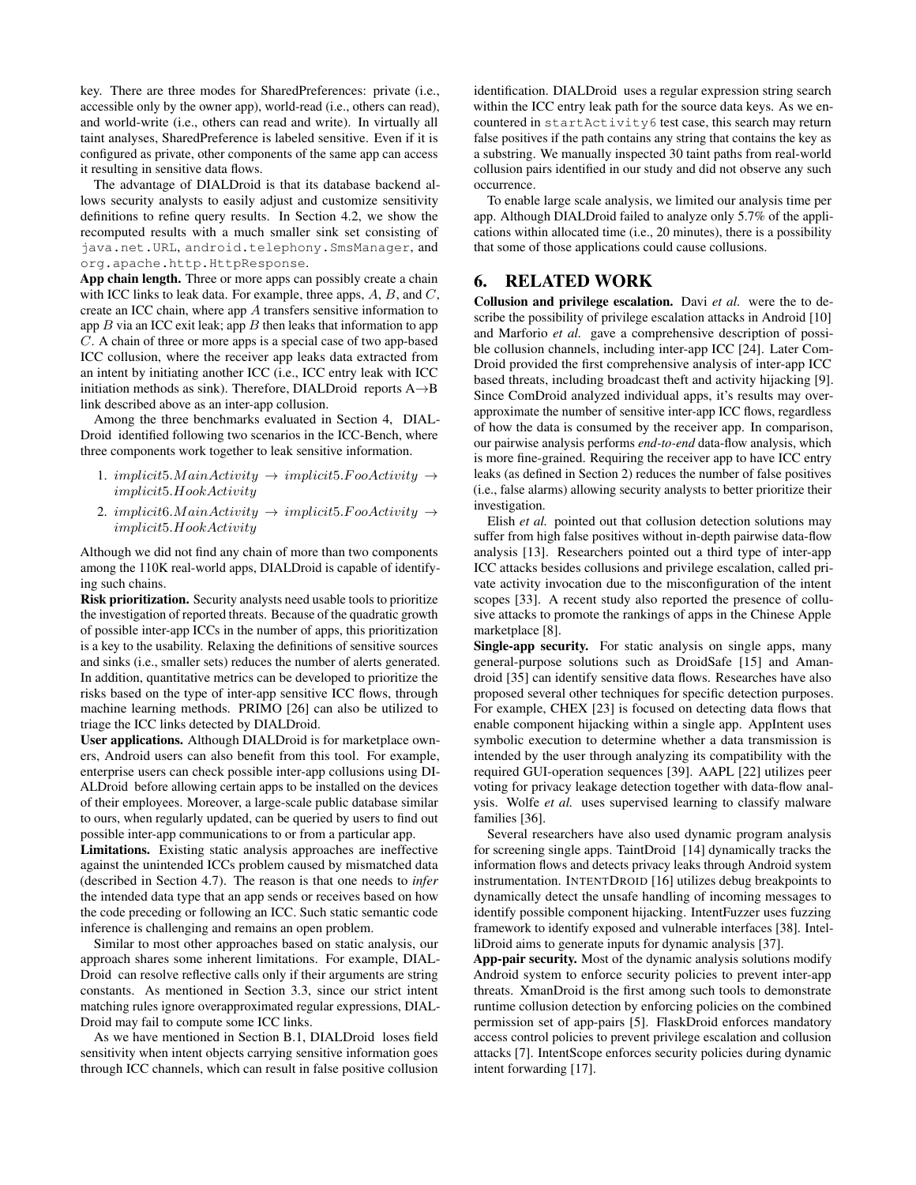key. There are three modes for SharedPreferences: private (i.e., accessible only by the owner app), world-read (i.e., others can read), and world-write (i.e., others can read and write). In virtually all taint analyses, SharedPreference is labeled sensitive. Even if it is configured as private, other components of the same app can access it resulting in sensitive data flows.

The advantage of DIALDroid is that its database backend allows security analysts to easily adjust and customize sensitivity definitions to refine query results. In Section 4.2, we show the recomputed results with a much smaller sink set consisting of `java.net.URL`, `android.telephony.SmsManager`, and `org.apache.http.HttpResponse`.

**App chain length.** Three or more apps can possibly create a chain with ICC links to leak data. For example, three apps, $A$, $B$, and $C$, create an ICC chain, where app $A$ transfers sensitive information to app $B$ via an ICC exit leak; app $B$ then leaks that information to app $C$. A chain of three or more apps is a special case of two app-based ICC collusion, where the receiver app leaks data extracted from an intent by initiating another ICC (i.e., ICC entry leak with ICC initiation methods as sink). Therefore, DIALDroid reports A→B link described above as an inter-app collusion.

Among the three benchmarks evaluated in Section 4, DIALDroid identified following two scenarios in the ICC-Bench, where three components work together to leak sensitive information.

1. $implicit5.MainActivity \rightarrow implicit5.FooActivity \rightarrow implicit5.HookActivity$
2. $implicit6.MainActivity \rightarrow implicit5.FooActivity \rightarrow implicit5.HookActivity$

Although we did not find any chain of more than two components among the 110K real-world apps, DIALDroid is capable of identifying such chains.

**Risk prioritization.** Security analysts need usable tools to prioritize the investigation of reported threats. Because of the quadratic growth of possible inter-app ICCs in the number of apps, this prioritization is a key to the usability. Relaxing the definitions of sensitive sources and sinks (i.e., smaller sets) reduces the number of alerts generated. In addition, quantitative metrics can be developed to prioritize the risks based on the type of inter-app sensitive ICC flows, through machine learning methods. PRIMO [26] can also be utilized to triage the ICC links detected by DIALDroid.

**User applications.** Although DIALDroid is for marketplace owners, Android users can also benefit from this tool. For example, enterprise users can check possible inter-app collusions using DIALDroid before allowing certain apps to be installed on the devices of their employees. Moreover, a large-scale public database similar to ours, when regularly updated, can be queried by users to find out possible inter-app communications to or from a particular app.

**Limitations.** Existing static analysis approaches are ineffective against the unintended ICCs problem caused by mismatched data (described in Section 4.7). The reason is that one needs to *infer* the intended data type that an app sends or receives based on how the code preceding or following an ICC. Such static semantic code inference is challenging and remains an open problem.

Similar to most other approaches based on static analysis, our approach shares some inherent limitations. For example, DIALDroid can resolve reflective calls only if their arguments are string constants. As mentioned in Section 3.3, since our strict intent matching rules ignore overapproximated regular expressions, DIALDroid may fail to compute some ICC links.

As we have mentioned in Section B.1, DIALDroid loses field sensitivity when intent objects carrying sensitive information goes through ICC channels, which can result in false positive collusion identification. DIALDroid uses a regular expression string search within the ICC entry leak path for the source data keys. As we encountered in `startActivity6` test case, this search may return false positives if the path contains any string that contains the key as a substring. We manually inspected 30 taint paths from real-world collusion pairs identified in our study and did not observe any such occurrence.

To enable large scale analysis, we limited our analysis time per app. Although DIALDroid failed to analyze only 5.7% of the applications within allocated time (i.e., 20 minutes), there is a possibility that some of those applications could cause collusions.

## 6. RELATED WORK

**Collusion and privilege escalation.** Davi *et al.* were the to describe the possibility of privilege escalation attacks in Android [10] and Marforio *et al.* gave a comprehensive description of possible collusion channels, including inter-app ICC [24]. Later ComDroid provided the first comprehensive analysis of inter-app ICC based threats, including broadcast theft and activity hijacking [9]. Since ComDroid analyzed individual apps, it's results may overapproximate the number of sensitive inter-app ICC flows, regardless of how the data is consumed by the receiver app. In comparison, our pairwise analysis performs *end-to-end* data-flow analysis, which is more fine-grained. Requiring the receiver app to have ICC entry leaks (as defined in Section 2) reduces the number of false positives (i.e., false alarms) allowing security analysts to better prioritize their investigation.

Elish *et al.* pointed out that collusion detection solutions may suffer from high false positives without in-depth pairwise data-flow analysis [13]. Researchers pointed out a third type of inter-app ICC attacks besides collusions and privilege escalation, called private activity invocation due to the misconfiguration of the intent scopes [33]. A recent study also reported the presence of collusive attacks to promote the rankings of apps in the Chinese Apple marketplace [8].

**Single-app security.** For static analysis on single apps, many general-purpose solutions such as DroidSafe [15] and Amandroid [35] can identify sensitive data flows. Researches have also proposed several other techniques for specific detection purposes. For example, CHEX [23] is focused on detecting data flows that enable component hijacking within a single app. AppIntent uses symbolic execution to determine whether a data transmission is intended by the user through analyzing its compatibility with the required GUI-operation sequences [39]. AAPL [22] utilizes peer voting for privacy leakage detection together with data-flow analysis. Wolfe *et al.* uses supervised learning to classify malware families [36].

Several researchers have also used dynamic program analysis for screening single apps. TaintDroid [14] dynamically tracks the information flows and detects privacy leaks through Android system instrumentation. INTENTDROID [16] utilizes debug breakpoints to dynamically detect the unsafe handling of incoming messages to identify possible component hijacking. IntentFuzzer uses fuzzing framework to identify exposed and vulnerable interfaces [38]. IntelliDroid aims to generate inputs for dynamic analysis [37].

**App-pair security.** Most of the dynamic analysis solutions modify Android system to enforce security policies to prevent inter-app threats. XmanDroid is the first among such tools to demonstrate runtime collusion detection by enforcing policies on the combined permission set of app-pairs [5]. FlaskDroid enforces mandatory access control policies to prevent privilege escalation and collusion attacks [7]. IntentScope enforces security policies during dynamic intent forwarding [17].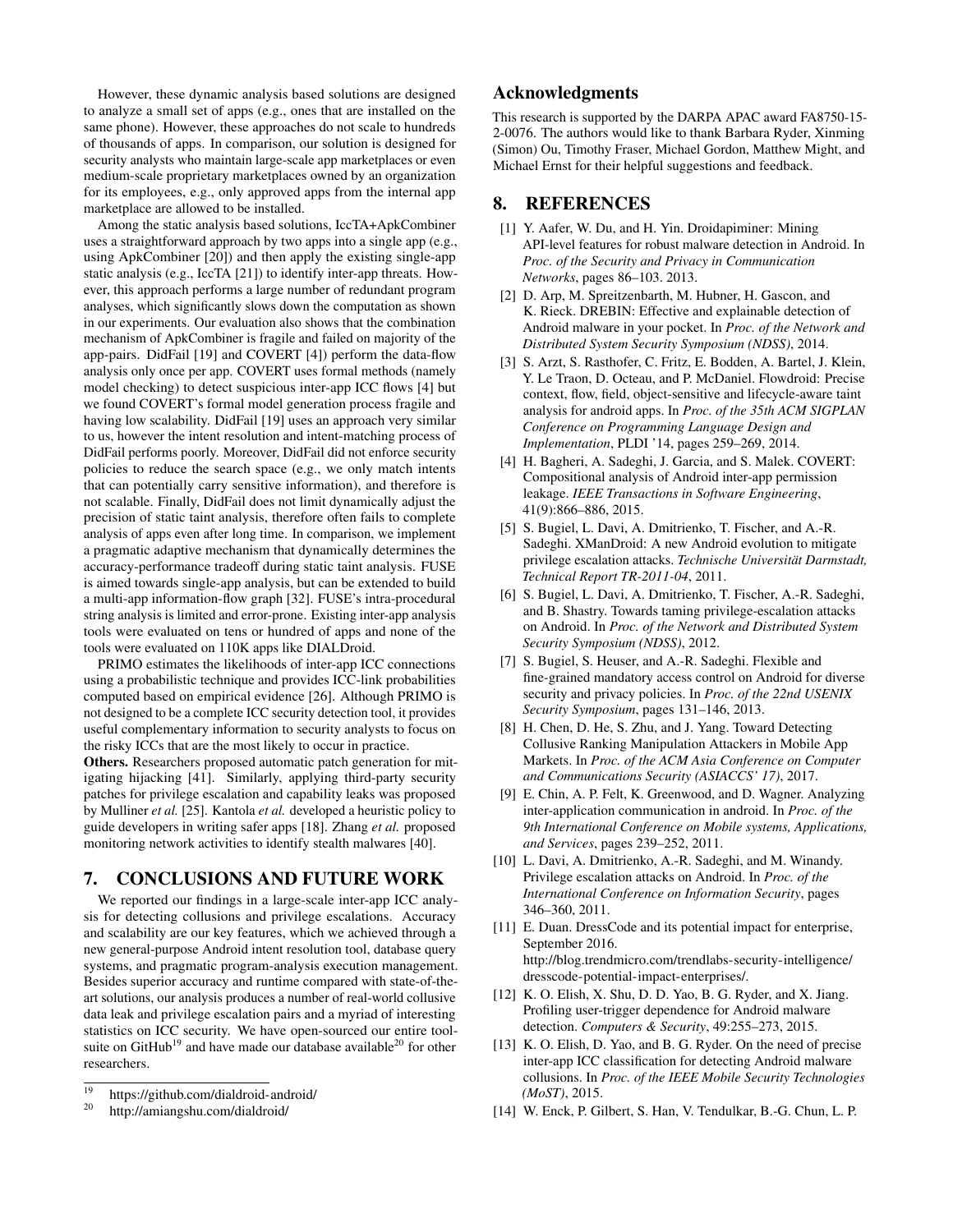However, these dynamic analysis based solutions are designed to analyze a small set of apps (e.g., ones that are installed on the same phone). However, these approaches do not scale to hundreds of thousands of apps. In comparison, our solution is designed for security analysts who maintain large-scale app marketplaces or even medium-scale proprietary marketplaces owned by an organization for its employees, e.g., only approved apps from the internal app marketplace are allowed to be installed.

Among the static analysis based solutions, IccTA+ApkCombiner uses a straightforward approach by two apps into a single app (e.g., using ApkCombiner [20]) and then apply the existing single-app static analysis (e.g., IccTA [21]) to identify inter-app threats. However, this approach performs a large number of redundant program analyses, which significantly slows down the computation as shown in our experiments. Our evaluation also shows that the combination mechanism of ApkCombiner is fragile and failed on majority of the app-pairs. DidFail [19] and COVERT [4]) perform the data-flow analysis only once per app. COVERT uses formal methods (namely model checking) to detect suspicious inter-app ICC flows [4] but we found COVERT's formal model generation process fragile and having low scalability. DidFail [19] uses an approach very similar to us, however the intent resolution and intent-matching process of DidFail performs poorly. Moreover, DidFail did not enforce security policies to reduce the search space (e.g., we only match intents that can potentially carry sensitive information), and therefore is not scalable. Finally, DidFail does not limit dynamically adjust the precision of static taint analysis, therefore often fails to complete analysis of apps even after long time. In comparison, we implement a pragmatic adaptive mechanism that dynamically determines the accuracy-performance tradeoff during static taint analysis. FUSE is aimed towards single-app analysis, but can be extended to build a multi-app information-flow graph [32]. FUSE's intra-procedural string analysis is limited and error-prone. Existing inter-app analysis tools were evaluated on tens or hundred of apps and none of the tools were evaluated on 110K apps like DIALDroid.

PRIMO estimates the likelihoods of inter-app ICC connections using a probabilistic technique and provides ICC-link probabilities computed based on empirical evidence [26]. Although PRIMO is not designed to be a complete ICC security detection tool, it provides useful complementary information to security analysts to focus on the risky ICCs that are the most likely to occur in practice.

**Others.** Researchers proposed automatic patch generation for mitigating hijacking [41]. Similarly, applying third-party security patches for privilege escalation and capability leaks was proposed by Mulliner *et al.* [25]. Kantola *et al.* developed a heuristic policy to guide developers in writing safer apps [18]. Zhang *et al.* proposed monitoring network activities to identify stealth malwares [40].

## 7. CONCLUSIONS AND FUTURE WORK

We reported our findings in a large-scale inter-app ICC analysis for detecting collusions and privilege escalations. Accuracy and scalability are our key features, which we achieved through a new general-purpose Android intent resolution tool, database query systems, and pragmatic program-analysis execution management. Besides superior accuracy and runtime compared with state-of-the-art solutions, our analysis produces a number of real-world collusive data leak and privilege escalation pairs and a myriad of interesting statistics on ICC security. We have open-sourced our entire toolsuite on GitHub[19] and have made our database available[20] for other researchers.

[19] https://github.com/dialdroid-android/

[20] http://amiangshu.com/dialdroid/

## Acknowledgments

This research is supported by the DARPA APAC award FA8750-15-2-0076. The authors would like to thank Barbara Ryder, Xinming (Simon) Ou, Timothy Fraser, Michael Gordon, Matthew Might, and Michael Ernst for their helpful suggestions and feedback.

## 8. REFERENCES

[1] Y. Aafer, W. Du, and H. Yin. Droidapiminer: Mining API-level features for robust malware detection in Android. In *Proc. of the Security and Privacy in Communication Networks*, pages 86–103. 2013.

[2] D. Arp, M. Spreitzenbarth, M. Hubner, H. Gascon, and K. Rieck. DREBIN: Effective and explainable detection of Android malware in your pocket. In *Proc. of the Network and Distributed System Security Symposium (NDSS)*, 2014.

[3] S. Arzt, S. Rasthofer, C. Fritz, E. Bodden, A. Bartel, J. Klein, Y. Le Traon, D. Octeau, and P. McDaniel. Flowdroid: Precise context, flow, field, object-sensitive and lifecycle-aware taint analysis for android apps. In *Proc. of the 35th ACM SIGPLAN Conference on Programming Language Design and Implementation*, PLDI '14, pages 259–269, 2014.

[4] H. Bagheri, A. Sadeghi, J. Garcia, and S. Malek. COVERT: Compositional analysis of Android inter-app permission leakage. *IEEE Transactions in Software Engineering*, 41(9):866–886, 2015.

[5] S. Bugiel, L. Davi, A. Dmitrienko, T. Fischer, and A.-R. Sadeghi. XManDroid: A new Android evolution to mitigate privilege escalation attacks. *Technische Universität Darmstadt, Technical Report TR-2011-04*, 2011.

[6] S. Bugiel, L. Davi, A. Dmitrienko, T. Fischer, A.-R. Sadeghi, and B. Shastry. Towards taming privilege-escalation attacks on Android. In *Proc. of the Network and Distributed System Security Symposium (NDSS)*, 2012.

[7] S. Bugiel, S. Heuser, and A.-R. Sadeghi. Flexible and fine-grained mandatory access control on Android for diverse security and privacy policies. In *Proc. of the 22nd USENIX Security Symposium*, pages 131–146, 2013.

[8] H. Chen, D. He, S. Zhu, and J. Yang. Toward Detecting Collusive Ranking Manipulation Attackers in Mobile App Markets. In *Proc. of the ACM Asia Conference on Computer and Communications Security (ASIACCS' 17)*, 2017.

[9] E. Chin, A. P. Felt, K. Greenwood, and D. Wagner. Analyzing inter-application communication in android. In *Proc. of the 9th International Conference on Mobile systems, Applications, and Services*, pages 239–252, 2011.

[10] L. Davi, A. Dmitrienko, A.-R. Sadeghi, and M. Winandy. Privilege escalation attacks on Android. In *Proc. of the International Conference on Information Security*, pages 346–360, 2011.

[11] E. Duan. DressCode and its potential impact for enterprise, September 2016. http://blog.trendmicro.com/trendlabs-security-intelligence/dresscode-potential-impact-enterprises/.

[12] K. O. Elish, X. Shu, D. D. Yao, B. G. Ryder, and X. Jiang. Profiling user-trigger dependence for Android malware detection. *Computers & Security*, 49:255–273, 2015.

[13] K. O. Elish, D. Yao, and B. G. Ryder. On the need of precise inter-app ICC classification for detecting Android malware collusions. In *Proc. of the IEEE Mobile Security Technologies (MoST)*, 2015.

[14] W. Enck, P. Gilbert, S. Han, V. Tendulkar, B.-G. Chun, L. P.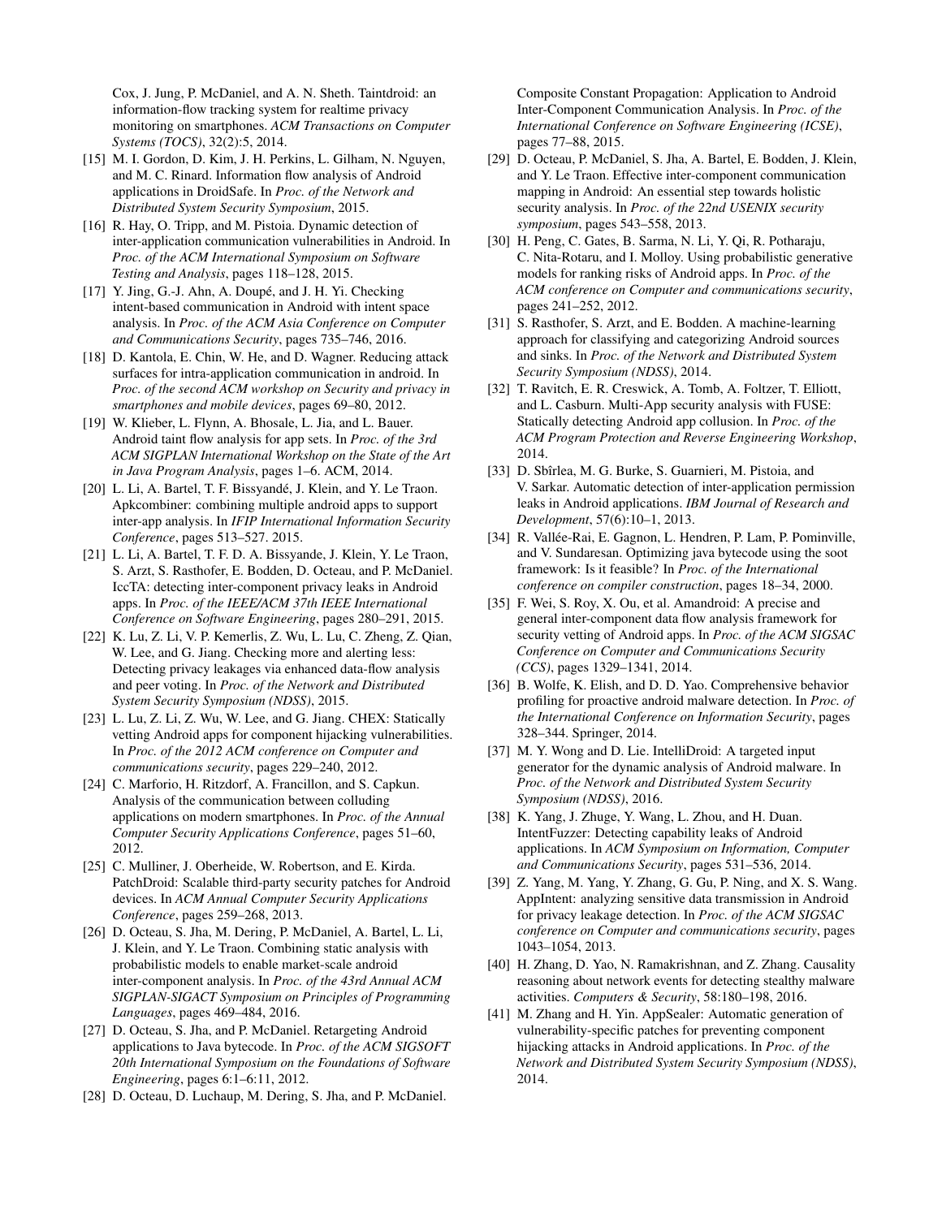Cox, J. Jung, P. McDaniel, and A. N. Sheth. Taintdroid: an information-flow tracking system for realtime privacy monitoring on smartphones. *ACM Transactions on Computer Systems (TOCS)*, 32(2):5, 2014.

[15] M. I. Gordon, D. Kim, J. H. Perkins, L. Gilham, N. Nguyen, and M. C. Rinard. Information flow analysis of Android applications in DroidSafe. In *Proc. of the Network and Distributed System Security Symposium*, 2015.

[16] R. Hay, O. Tripp, and M. Pistoia. Dynamic detection of inter-application communication vulnerabilities in Android. In *Proc. of the ACM International Symposium on Software Testing and Analysis*, pages 118–128, 2015.

[17] Y. Jing, G.-J. Ahn, A. Doupé, and J. H. Yi. Checking intent-based communication in Android with intent space analysis. In *Proc. of the ACM Asia Conference on Computer and Communications Security*, pages 735–746, 2016.

[18] D. Kantola, E. Chin, W. He, and D. Wagner. Reducing attack surfaces for intra-application communication in android. In *Proc. of the second ACM workshop on Security and privacy in smartphones and mobile devices*, pages 69–80, 2012.

[19] W. Klieber, L. Flynn, A. Bhosale, L. Jia, and L. Bauer. Android taint flow analysis for app sets. In *Proc. of the 3rd ACM SIGPLAN International Workshop on the State of the Art in Java Program Analysis*, pages 1–6. ACM, 2014.

[20] L. Li, A. Bartel, T. F. Bissyandé, J. Klein, and Y. Le Traon. Apkcombiner: combining multiple android apps to support inter-app analysis. In *IFIP International Information Security Conference*, pages 513–527. 2015.

[21] L. Li, A. Bartel, T. F. D. A. Bissyande, J. Klein, Y. Le Traon, S. Arzt, S. Rasthofer, E. Bodden, D. Octeau, and P. McDaniel. IccTA: detecting inter-component privacy leaks in Android apps. In *Proc. of the IEEE/ACM 37th IEEE International Conference on Software Engineering*, pages 280–291, 2015.

[22] K. Lu, Z. Li, V. P. Kemerlis, Z. Wu, L. Lu, C. Zheng, Z. Qian, W. Lee, and G. Jiang. Checking more and alerting less: Detecting privacy leakages via enhanced data-flow analysis and peer voting. In *Proc. of the Network and Distributed System Security Symposium (NDSS)*, 2015.

[23] L. Lu, Z. Li, Z. Wu, W. Lee, and G. Jiang. CHEX: Statically vetting Android apps for component hijacking vulnerabilities. In *Proc. of the 2012 ACM conference on Computer and communications security*, pages 229–240, 2012.

[24] C. Marforio, H. Ritzdorf, A. Francillon, and S. Capkun. Analysis of the communication between colluding applications on modern smartphones. In *Proc. of the Annual Computer Security Applications Conference*, pages 51–60, 2012.

[25] C. Mulliner, J. Oberheide, W. Robertson, and E. Kirda. PatchDroid: Scalable third-party security patches for Android devices. In *ACM Annual Computer Security Applications Conference*, pages 259–268, 2013.

[26] D. Octeau, S. Jha, M. Dering, P. McDaniel, A. Bartel, L. Li, J. Klein, and Y. Le Traon. Combining static analysis with probabilistic models to enable market-scale android inter-component analysis. In *Proc. of the 43rd Annual ACM SIGPLAN-SIGACT Symposium on Principles of Programming Languages*, pages 469–484, 2016.

[27] D. Octeau, S. Jha, and P. McDaniel. Retargeting Android applications to Java bytecode. In *Proc. of the ACM SIGSOFT 20th International Symposium on the Foundations of Software Engineering*, pages 6:1–6:11, 2012.

[28] D. Octeau, D. Luchaup, M. Dering, S. Jha, and P. McDaniel. Composite Constant Propagation: Application to Android Inter-Component Communication Analysis. In *Proc. of the International Conference on Software Engineering (ICSE)*, pages 77–88, 2015.

[29] D. Octeau, P. McDaniel, S. Jha, A. Bartel, E. Bodden, J. Klein, and Y. Le Traon. Effective inter-component communication mapping in Android: An essential step towards holistic security analysis. In *Proc. of the 22nd USENIX security symposium*, pages 543–558, 2013.

[30] H. Peng, C. Gates, B. Sarma, N. Li, Y. Qi, R. Potharaju, C. Nita-Rotaru, and I. Molloy. Using probabilistic generative models for ranking risks of Android apps. In *Proc. of the ACM conference on Computer and communications security*, pages 241–252, 2012.

[31] S. Rasthofer, S. Arzt, and E. Bodden. A machine-learning approach for classifying and categorizing Android sources and sinks. In *Proc. of the Network and Distributed System Security Symposium (NDSS)*, 2014.

[32] T. Ravitch, E. R. Creswick, A. Tomb, A. Foltzer, T. Elliott, and L. Casburn. Multi-App security analysis with FUSE: Statically detecting Android app collusion. In *Proc. of the ACM Program Protection and Reverse Engineering Workshop*, 2014.

[33] D. Sbîrlea, M. G. Burke, S. Guarnieri, M. Pistoia, and V. Sarkar. Automatic detection of inter-application permission leaks in Android applications. *IBM Journal of Research and Development*, 57(6):10–1, 2013.

[34] R. Vallée-Rai, E. Gagnon, L. Hendren, P. Lam, P. Pominville, and V. Sundaresan. Optimizing java bytecode using the soot framework: Is it feasible? In *Proc. of the International conference on compiler construction*, pages 18–34, 2000.

[35] F. Wei, S. Roy, X. Ou, et al. Amandroid: A precise and general inter-component data flow analysis framework for security vetting of Android apps. In *Proc. of the ACM SIGSAC Conference on Computer and Communications Security (CCS)*, pages 1329–1341, 2014.

[36] B. Wolfe, K. Elish, and D. D. Yao. Comprehensive behavior profiling for proactive android malware detection. In *Proc. of the International Conference on Information Security*, pages 328–344. Springer, 2014.

[37] M. Y. Wong and D. Lie. IntelliDroid: A targeted input generator for the dynamic analysis of Android malware. In *Proc. of the Network and Distributed System Security Symposium (NDSS)*, 2016.

[38] K. Yang, J. Zhuge, Y. Wang, L. Zhou, and H. Duan. IntentFuzzer: Detecting capability leaks of Android applications. In *ACM Symposium on Information, Computer and Communications Security*, pages 531–536, 2014.

[39] Z. Yang, M. Yang, Y. Zhang, G. Gu, P. Ning, and X. S. Wang. AppIntent: analyzing sensitive data transmission in Android for privacy leakage detection. In *Proc. of the ACM SIGSAC conference on Computer and communications security*, pages 1043–1054, 2013.

[40] H. Zhang, D. Yao, N. Ramakrishnan, and Z. Zhang. Causality reasoning about network events for detecting stealthy malware activities. *Computers & Security*, 58:180–198, 2016.

[41] M. Zhang and H. Yin. AppSealer: Automatic generation of vulnerability-specific patches for preventing component hijacking attacks in Android applications. In *Proc. of the Network and Distributed System Security Symposium (NDSS)*, 2014.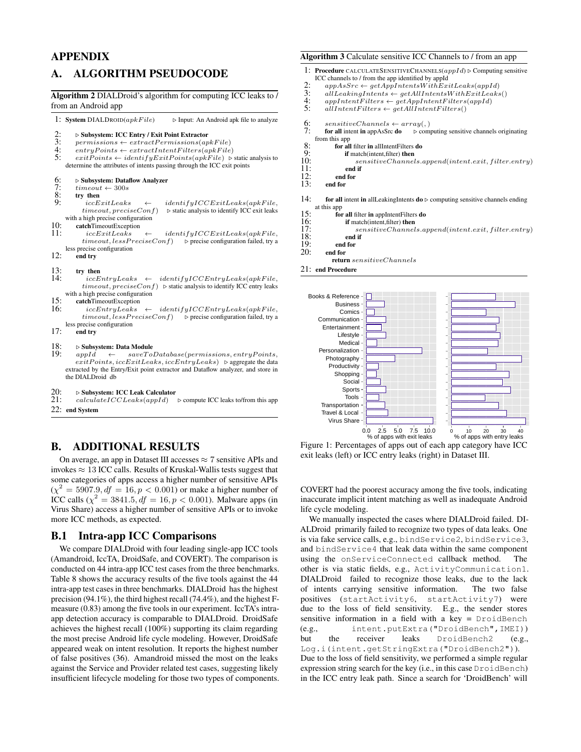# APPENDIX

## A. ALGORITHM PSEUDOCODE

**Algorithm 2** DIALDroid's algorithm for computing ICC leaks to / from an Android app

```
1:  System DIALDROID(apkFile)                         ▷ Input: An Android apk file to analyze
2:      ▷ Subsystem: ICC Entry / Exit Point Extractor
3:      permissions ← extractPermissions(apkFile)
4:      entryPoints ← extractIntentFilters(apkFile)
5:      exitPoints ← identifyExitPoints(apkFile)  ▷ static analysis to determine the attributes of intents passing through the ICC exit points
6:      ▷ Subsystem: Dataflow Analyzer
7:      timeout ← 300s
8:      try then
9:          iccExitLeaks ← identifyICCExitLeaks(apkFile, timeout, preciseConf)  ▷ static analysis to identify ICC exit leaks with a high precise configuration
10:     catch TimeoutException
11:         iccExitLeaks ← identifyICCExitLeaks(apkFile, timeout, lessPreciseConf)  ▷ precise configuration failed, try a less precise configuration
12:     end try
13:     try then
14:         iccEntryLeaks ← identifyICCEntryLeaks(apkFile, timeout, preciseConf)  ▷ static analysis to identify ICC entry leaks with a high precise configuration
15:     catch TimeoutException
16:         iccEntryLeaks ← identifyICCEntryLeaks(apkFile, timeout, lessPreciseConf)  ▷ precise configuration failed, try a less precise configuration
17:     end try
18:     ▷ Subsystem: Data Module
19:     appId ← saveToDatabase(permissions, entryPoints, exitPoints, iccExitLeaks, iccEntryLeaks)  ▷ aggregate the data extracted by the Entry/Exit point extractor and Dataflow analyzer, and store in the DIALDroid db
20:     ▷ Subsystem: ICC Leak Calculator
21:     calculateICCLeaks(appId)  ▷ compute ICC leaks to/from this app
22: end System
```

**Algorithm 3** Calculate sensitive ICC Channels to / from an app

```
1:  Procedure CALCULATESENSITIVECHANNELS(appId)  ▷ Computing sensitive ICC channels to / from the app identified by appId
2:      appAsSrc ← getAppIntentsWithExitLeaks(appId)
3:      allLeakingIntents ← getAllIntentsWithExitLeaks()
4:      appIntentFilters ← getAppIntentFilters(appId)
5:      allIntentFilters ← getAllIntentFilters()
6:      sensitiveChannels ← array(,)
7:      for all intent in appAsSrc do  ▷ computing sensitive channels originating from this app
8:          for all filter in allIntentFilters do
9:              if match(intent,filter) then
10:                 sensitiveChannels.append(intent.exit, filter.entry)
11:             end if
12:         end for
13:     end for
14:     for all intent in allLeakingIntents do  ▷ computing sensitive channels ending at this app
15:         for all filter in appIntentFilters do
16:             if match(intent,filter) then
17:                 sensitiveChannels.append(intent.exit, filter.entry)
18:             end if
19:         end for
20:     end for
        return sensitiveChannels
21: end Procedure
```

Figure 1: Percentages of apps out of each app category have ICC exit leaks (left) or ICC entry leaks (right) in Dataset III.

## B. ADDITIONAL RESULTS

On average, an app in Dataset III accesses ≈ 7 sensitive APIs and invokes ≈ 13 ICC calls. Results of Kruskal-Wallis tests suggest that some categories of apps access a higher number of sensitive APIs ($\chi^2 = 5907.9, df = 16, p < 0.001$) or make a higher number of ICC calls ($\chi^2 = 3841.5, df = 16, p < 0.001$). Malware apps (in Virus Share) access a higher number of sensitive APIs or to invoke more ICC methods, as expected.

### B.1 Intra-app ICC Comparisons

We compare DIALDroid with four leading single-app ICC tools (Amandroid, IccTA, DroidSafe, and COVERT). The comparison is conducted on 44 intra-app ICC test cases from the three benchmarks. Table 8 shows the accuracy results of the five tools against the 44 intra-app test cases in three benchmarks. DIALDroid has the highest precision (94.1%), the third highest recall (74.4%), and the highest F-measure (0.83) among the five tools in our experiment. IccTA's intra-app detection accuracy is comparable to DIALDroid. DroidSafe achieves the highest recall (100%) supporting its claim regarding the most precise Android life cycle modeling. However, DroidSafe appeared weak on intent resolution. It reports the highest number of false positives (36). Amandroid missed the most on the leaks against the Service and Provider related test cases, suggesting likely insufficient lifecycle modeling for those two types of components.

COVERT had the poorest accuracy among the five tools, indicating inaccurate implicit intent matching as well as inadequate Android life cycle modeling.

We manually inspected the cases where DIALDroid failed. DIALDroid primarily failed to recognize two types of data leaks. One is via fake service calls, e.g., `bindService2`, `bindService3`, and `bindService4` that leak data within the same component using the `onServiceConnected` callback method. The other is via static fields, e.g., `ActivityCommunication1`. DIALDroid failed to recognize those leaks, due to the lack of intents carrying sensitive information. The two false positives (`startActivity6`, `startActivity7`) were due to the loss of field sensitivity. E.g., the sender stores sensitive information in a field with a key = `DroidBench` (e.g., `intent.putExtra("DroidBench",IMEI)`) but the receiver leaks `DroidBench2` (e.g., `Log.i(intent.getStringExtra("DroidBench2"))`. Due to the loss of field sensitivity, we performed a simple regular expression string search for the key (i.e., in this case `DroidBench`) in the ICC entry leak path. Since a search for 'DroidBench' will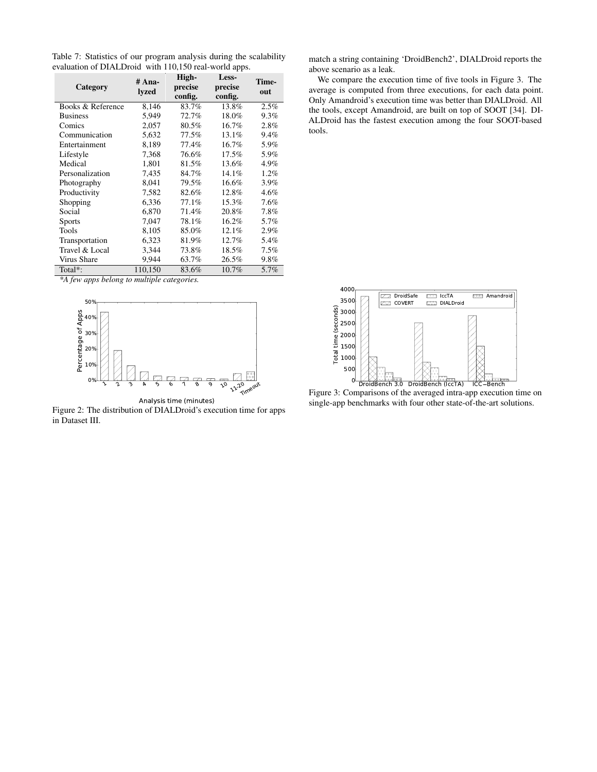Table 7: Statistics of our program analysis during the scalability evaluation of DIALDroid with 110,150 real-world apps.

| Category | # Analyzed | High-precise config. | Less-precise config. | Time-out |
|---|---|---|---|---|
| Books & Reference | 8,146 | 83.7% | 13.8% | 2.5% |
| Business | 5,949 | 72.7% | 18.0% | 9.3% |
| Comics | 2,057 | 80.5% | 16.7% | 2.8% |
| Communication | 5,632 | 77.5% | 13.1% | 9.4% |
| Entertainment | 8,189 | 77.4% | 16.7% | 5.9% |
| Lifestyle | 7,368 | 76.6% | 17.5% | 5.9% |
| Medical | 1,801 | 81.5% | 13.6% | 4.9% |
| Personalization | 7,435 | 84.7% | 14.1% | 1.2% |
| Photography | 8,041 | 79.5% | 16.6% | 3.9% |
| Productivity | 7,582 | 82.6% | 12.8% | 4.6% |
| Shopping | 6,336 | 77.1% | 15.3% | 7.6% |
| Social | 6,870 | 71.4% | 20.8% | 7.8% |
| Sports | 7,047 | 78.1% | 16.2% | 5.7% |
| Tools | 8,105 | 85.0% | 12.1% | 2.9% |
| Transportation | 6,323 | 81.9% | 12.7% | 5.4% |
| Travel & Local | 3,344 | 73.8% | 18.5% | 7.5% |
| Virus Share | 9,944 | 63.7% | 26.5% | 9.8% |
| Total*: | 110,150 | 83.6% | 10.7% | 5.7% |

*\*A few apps belong to multiple categories.*

Figure 2: The distribution of DIALDroid's execution time for apps in Dataset III.

match a string containing 'DroidBench2', DIALDroid reports the above scenario as a leak.

We compare the execution time of five tools in Figure 3. The average is computed from three executions, for each data point. Only Amandroid's execution time was better than DIALDroid. All the tools, except Amandroid, are built on top of SOOT [34]. DIALDroid has the fastest execution among the four SOOT-based tools.

Figure 3: Comparisons of the averaged intra-app execution time on single-app benchmarks with four other state-of-the-art solutions.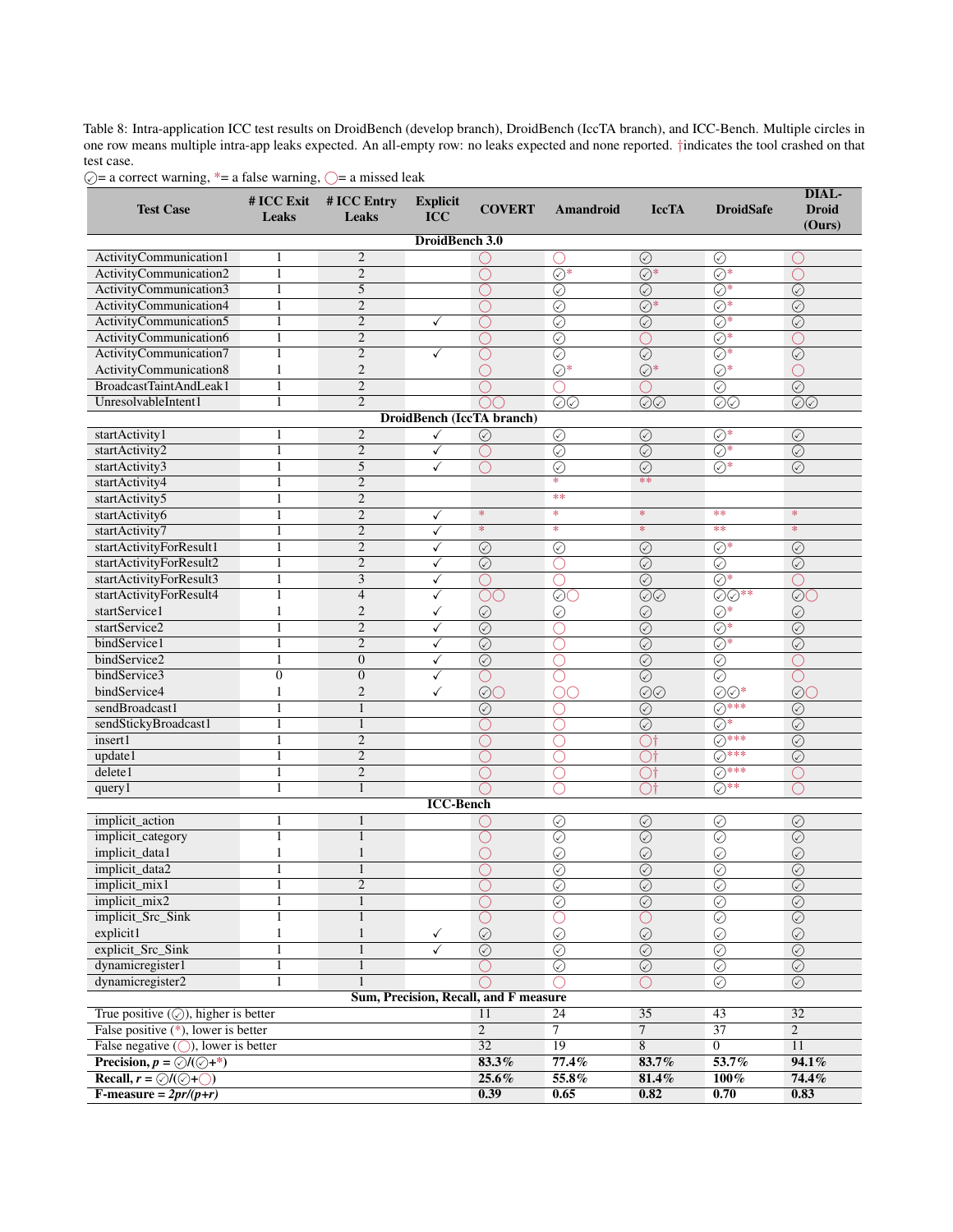Table 8: Intra-application ICC test results on DroidBench (develop branch), DroidBench (IccTA branch), and ICC-Bench. Multiple circles in one row means multiple intra-app leaks expected. An all-empty row: no leaks expected and none reported. †indicates the tool crashed on that test case.

⊘= a correct warning, *= a false warning, ○= a missed leak

| Test Case | # ICC Exit Leaks | # ICC Entry Leaks | Explicit ICC | COVERT | Amandroid | IccTA | DroidSafe | DIAL-Droid (Ours) |
|---|---|---|---|---|---|---|---|---|
| **DroidBench 3.0** | | | | | | | | |
| ActivityCommunication1 | 1 | 2 | | ○ | ○ | ⊘ | ⊘ | ○ |
| ActivityCommunication2 | 1 | 2 | | ○ | ⊘* | ⊘* | ⊘* | ○ |
| ActivityCommunication3 | 1 | 5 | | ○ | ⊘ | ⊘ | ⊘* | ⊘ |
| ActivityCommunication4 | 1 | 2 | | ○ | ⊘ | ⊘* | ⊘* | ⊘ |
| ActivityCommunication5 | 1 | 2 | ✓ | ○ | ⊘ | ⊘ | ⊘* | ⊘ |
| ActivityCommunication6 | 1 | 2 | | ○ | ⊘ | ○ | ⊘* | ○ |
| ActivityCommunication7 | 1 | 2 | ✓ | ○ | ⊘ | ⊘ | ⊘* | ⊘ |
| ActivityCommunication8 | 1 | 2 | | ○ | ⊘* | ⊘* | ⊘* | ○ |
| BroadcastTaintAndLeak1 | 1 | 2 | | ○ | ○ | ○ | ⊘ | ⊘ |
| UnresolvableIntent1 | 1 | 2 | | ○○ | ⊘⊘ | ⊘⊘ | ⊘⊘ | ⊘⊘ |
| **DroidBench (IccTA branch)** | | | | | | | | |
| startActivity1 | 1 | 2 | ✓ | ⊘ | ⊘ | ⊘ | ⊘* | ⊘ |
| startActivity2 | 1 | 2 | ✓ | ○ | ⊘ | ⊘ | ⊘* | ⊘ |
| startActivity3 | 1 | 5 | ✓ | ○ | ⊘ | ⊘ | ⊘* | ⊘ |
| startActivity4 | 1 | 2 | | | * | ** | | |
| startActivity5 | 1 | 2 | | | ** | | | |
| startActivity6 | 1 | 2 | ✓ | * | * | * | ** | * |
| startActivity7 | 1 | 2 | ✓ | * | * | * | ** | * |
| startActivityForResult1 | 1 | 2 | ✓ | ⊘ | ⊘ | ⊘ | ⊘* | ⊘ |
| startActivityForResult2 | 1 | 2 | ✓ | ⊘ | ○ | ⊘ | ⊘ | ⊘ |
| startActivityForResult3 | 1 | 3 | ✓ | ○ | ○ | ⊘ | ⊘* | ○ |
| startActivityForResult4 | 1 | 4 | ✓ | ○○ | ⊘○ | ⊘⊘ | ⊘⊘** | ⊘○ |
| startService1 | 1 | 2 | ✓ | ⊘ | ⊘ | ⊘ | ⊘* | ⊘ |
| startService2 | 1 | 2 | ✓ | ⊘ | ○ | ⊘ | ⊘* | ⊘ |
| bindService1 | 1 | 2 | ✓ | ⊘ | ○ | ⊘ | ⊘* | ⊘ |
| bindService2 | 1 | 0 | ✓ | ⊘ | ○ | ⊘ | ⊘ | ○ |
| bindService3 | 0 | 0 | ✓ | ○ | ○ | ⊘ | ⊘ | ○ |
| bindService4 | 1 | 2 | ✓ | ⊘○ | ○○ | ⊘⊘ | ⊘⊘* | ⊘○ |
| sendBroadcast1 | 1 | 1 | | ⊘ | ○ | ⊘ | ⊘*** | ⊘ |
| sendStickyBroadcast1 | 1 | 1 | | ○ | ○ | ⊘ | ⊘* | ⊘ |
| insert1 | 1 | 2 | | ○ | ○ | ○† | ⊘*** | ⊘ |
| update1 | 1 | 2 | | ○ | ○ | ○† | ⊘*** | ⊘ |
| delete1 | 1 | 2 | | ○ | ○ | ○† | ⊘*** | ○ |
| query1 | 1 | 1 | | ○ | ○ | ○† | ⊘** | ○ |
| **ICC-Bench** | | | | | | | | |
| implicit_action | 1 | 1 | | ○ | ⊘ | ⊘ | ⊘ | ⊘ |
| implicit_category | 1 | 1 | | ○ | ⊘ | ⊘ | ⊘ | ⊘ |
| implicit_data1 | 1 | 1 | | ○ | ⊘ | ⊘ | ⊘ | ⊘ |
| implicit_data2 | 1 | 1 | | ○ | ⊘ | ⊘ | ⊘ | ⊘ |
| implicit_mix1 | 1 | 2 | | ○ | ⊘ | ⊘ | ⊘ | ⊘ |
| implicit_mix2 | 1 | 1 | | ○ | ⊘ | ⊘ | ⊘ | ⊘ |
| implicit_Src_Sink | 1 | 1 | | ○ | ○ | ○ | ⊘ | ⊘ |
| explicit1 | 1 | 1 | ✓ | ⊘ | ⊘ | ⊘ | ⊘ | ⊘ |
| explicit_Src_Sink | 1 | 1 | ✓ | ⊘ | ⊘ | ⊘ | ⊘ | ⊘ |
| dynamicregister1 | 1 | 1 | | ○ | ⊘ | ⊘ | ⊘ | ⊘ |
| dynamicregister2 | 1 | 1 | | ○ | ○ | ○ | ⊘ | ⊘ |
| **Sum, Precision, Recall, and F measure** | | | | | | | | |
| True positive (⊘), higher is better | | | | 11 | 24 | 35 | 43 | 32 |
| False positive (*), lower is better | | | | 2 | 7 | 7 | 37 | 2 |
| False negative (○), lower is better | | | | 32 | 19 | 8 | 0 | 11 |
| **Precision, *p* = ⊘/(⊘+*)** | | | | **83.3%** | **77.4%** | **83.7%** | **53.7%** | **94.1%** |
| **Recall, *r* = ⊘/(⊘+○)** | | | | **25.6%** | **55.8%** | **81.4%** | **100%** | **74.4%** |
| **F-measure = *2pr/(p+r)*** | | | | **0.39** | **0.65** | **0.82** | **0.70** | **0.83** |